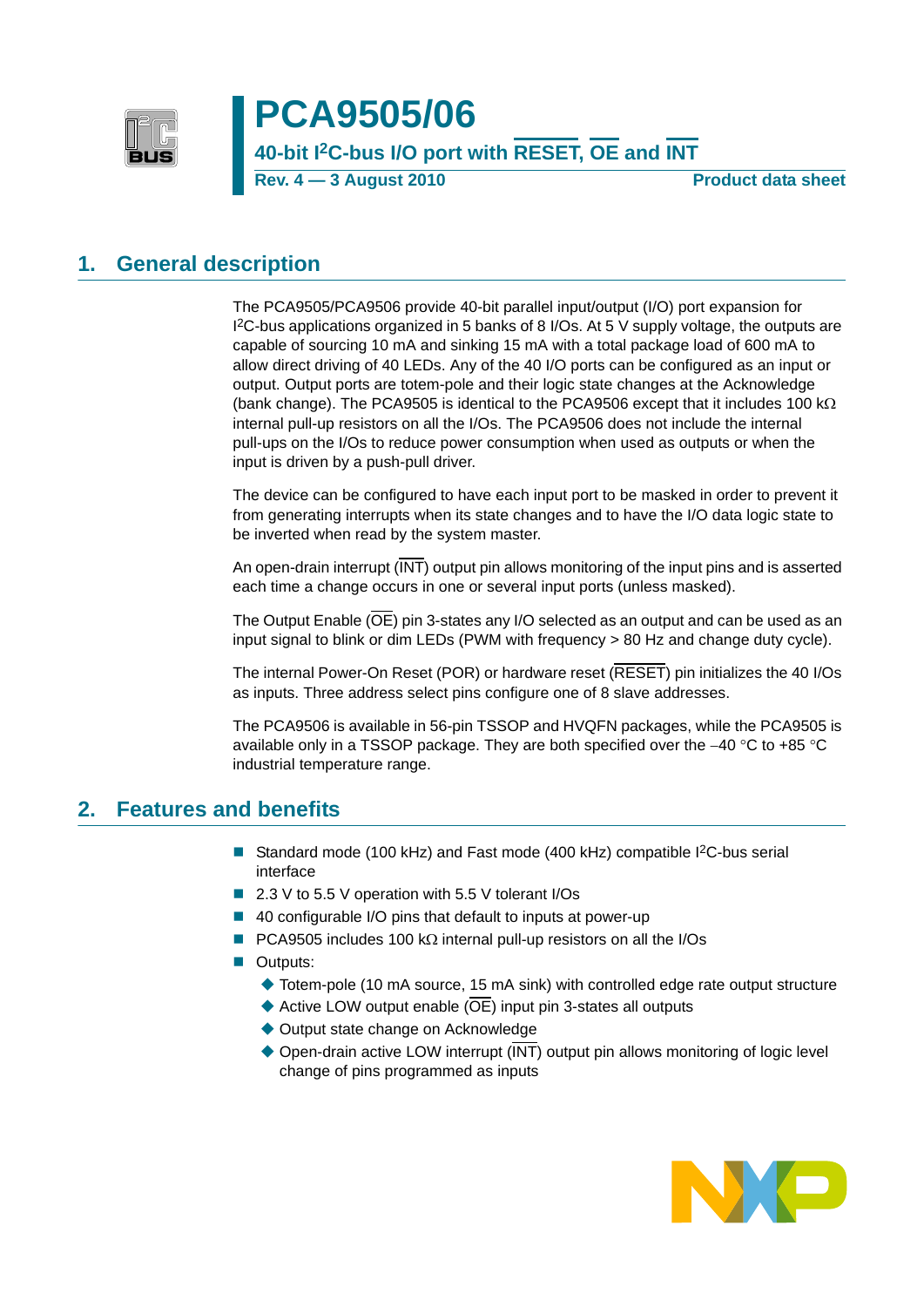# PCA9505/06

## 40-bit I²C-bus I/O port with RESET, OE and INT

**Rev. 4 — 3 August 2010** **Product data sheet**

## 1. General description

The PCA9505/PCA9506 provide 40-bit parallel input/output (I/O) port expansion for I²C-bus applications organized in 5 banks of 8 I/Os. At 5 V supply voltage, the outputs are capable of sourcing 10 mA and sinking 15 mA with a total package load of 600 mA to allow direct driving of 40 LEDs. Any of the 40 I/O ports can be configured as an input or output. Output ports are totem-pole and their logic state changes at the Acknowledge (bank change). The PCA9505 is identical to the PCA9506 except that it includes 100 kΩ internal pull-up resistors on all the I/Os. The PCA9506 does not include the internal pull-ups on the I/Os to reduce power consumption when used as outputs or when the input is driven by a push-pull driver.

The device can be configured to have each input port to be masked in order to prevent it from generating interrupts when its state changes and to have the I/O data logic state to be inverted when read by the system master.

An open-drain interrupt (INT) output pin allows monitoring of the input pins and is asserted each time a change occurs in one or several input ports (unless masked).

The Output Enable (OE) pin 3-states any I/O selected as an output and can be used as an input signal to blink or dim LEDs (PWM with frequency > 80 Hz and change duty cycle).

The internal Power-On Reset (POR) or hardware reset (RESET) pin initializes the 40 I/Os as inputs. Three address select pins configure one of 8 slave addresses.

The PCA9506 is available in 56-pin TSSOP and HVQFN packages, while the PCA9505 is available only in a TSSOP package. They are both specified over the −40 °C to +85 °C industrial temperature range.

## 2. Features and benefits

- Standard mode (100 kHz) and Fast mode (400 kHz) compatible I²C-bus serial interface
- 2.3 V to 5.5 V operation with 5.5 V tolerant I/Os
- 40 configurable I/O pins that default to inputs at power-up
- PCA9505 includes 100 kΩ internal pull-up resistors on all the I/Os
- Outputs:
  - Totem-pole (10 mA source, 15 mA sink) with controlled edge rate output structure
  - Active LOW output enable (OE) input pin 3-states all outputs
  - Output state change on Acknowledge
  - Open-drain active LOW interrupt (INT) output pin allows monitoring of logic level change of pins programmed as inputs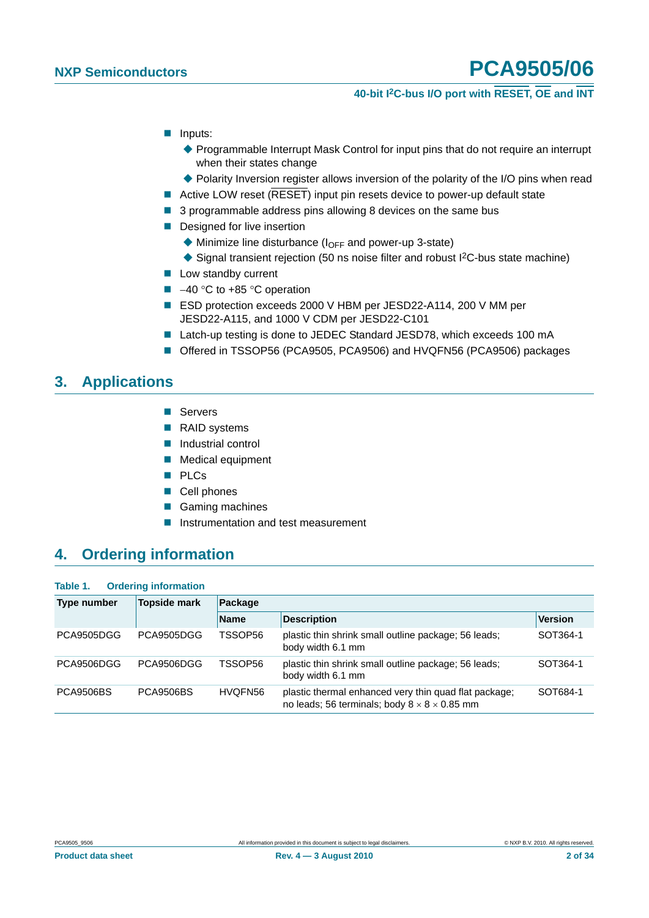- Inputs:
  - Programmable Interrupt Mask Control for input pins that do not require an interrupt when their states change
  - Polarity Inversion register allows inversion of the polarity of the I/O pins when read
- Active LOW reset ($\overline{\text{RESET}}$) input pin resets device to power-up default state
- 3 programmable address pins allowing 8 devices on the same bus
- Designed for live insertion
  - Minimize line disturbance ($I_{OFF}$ and power-up 3-state)
  - Signal transient rejection (50 ns noise filter and robust I²C-bus state machine)
- Low standby current
- −40 °C to +85 °C operation
- ESD protection exceeds 2000 V HBM per JESD22-A114, 200 V MM per JESD22-A115, and 1000 V CDM per JESD22-C101
- Latch-up testing is done to JEDEC Standard JESD78, which exceeds 100 mA
- Offered in TSSOP56 (PCA9505, PCA9506) and HVQFN56 (PCA9506) packages

## 3. Applications

- Servers
- RAID systems
- Industrial control
- Medical equipment
- PLCs
- Cell phones
- Gaming machines
- Instrumentation and test measurement

## 4. Ordering information

**Table 1. Ordering information**

| Type number | Topside mark | Package | | |
|---|---|---|---|---|
| | | Name | Description | Version |
| PCA9505DGG | PCA9505DGG | TSSOP56 | plastic thin shrink small outline package; 56 leads; body width 6.1 mm | SOT364-1 |
| PCA9506DGG | PCA9506DGG | TSSOP56 | plastic thin shrink small outline package; 56 leads; body width 6.1 mm | SOT364-1 |
| PCA9506BS | PCA9506BS | HVQFN56 | plastic thermal enhanced very thin quad flat package; no leads; 56 terminals; body 8 × 8 × 0.85 mm | SOT684-1 |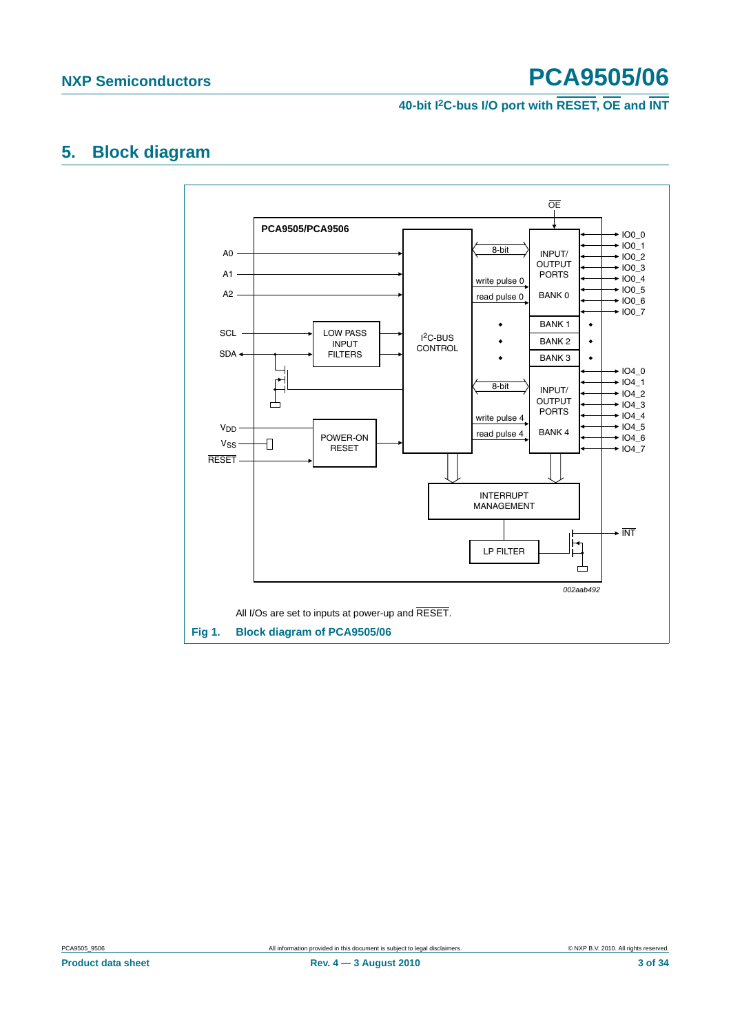## 5. Block diagram

All I/Os are set to inputs at power-up and $\overline{\text{RESET}}$.

**Fig 1. Block diagram of PCA9505/06**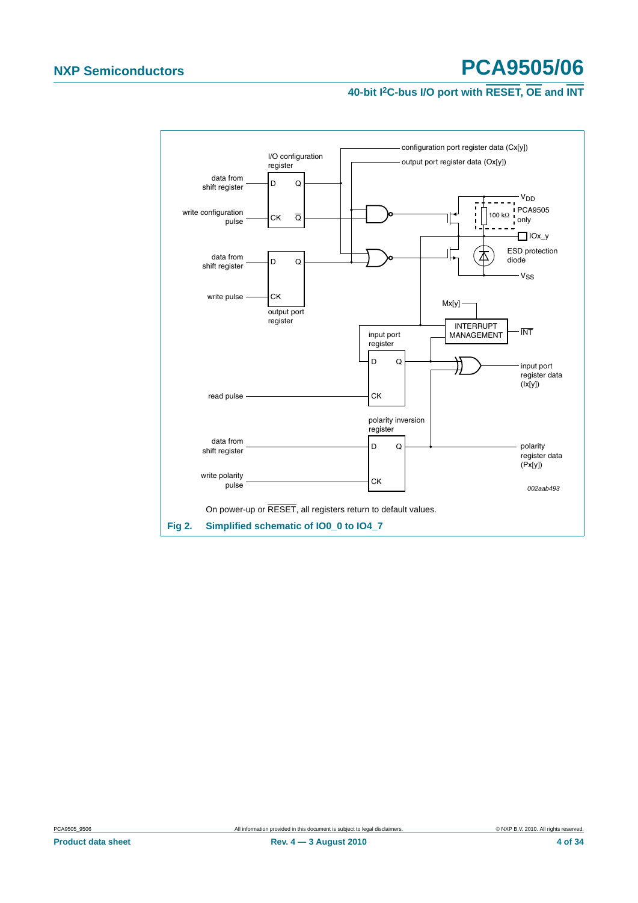On power-up or $\overline{\text{RESET}}$, all registers return to default values.

**Fig 2. Simplified schematic of IO0_0 to IO4_7**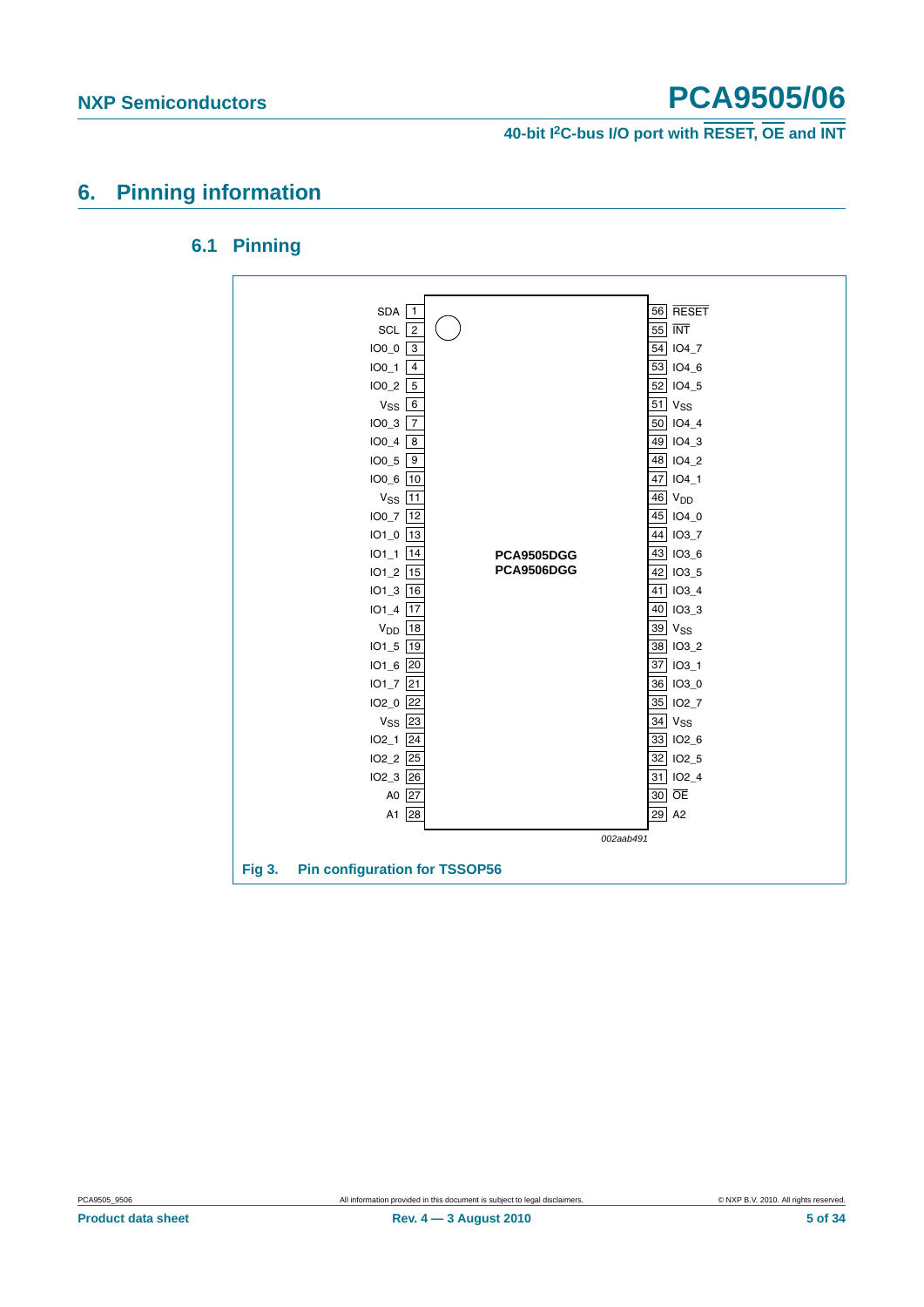# 6. Pinning information

## 6.1 Pinning

| Pin | Symbol | Pin | Symbol |
|---|---|---|---|
| 1 | SDA | 56 | RESET |
| 2 | SCL | 55 | INT |
| 3 | IO0_0 | 54 | IO4_7 |
| 4 | IO0_1 | 53 | IO4_6 |
| 5 | IO0_2 | 52 | IO4_5 |
| 6 | $V_{SS}$ | 51 | $V_{SS}$ |
| 7 | IO0_3 | 50 | IO4_4 |
| 8 | IO0_4 | 49 | IO4_3 |
| 9 | IO0_5 | 48 | IO4_2 |
| 10 | IO0_6 | 47 | IO4_1 |
| 11 | $V_{SS}$ | 46 | $V_{DD}$ |
| 12 | IO0_7 | 45 | IO4_0 |
| 13 | IO1_0 | 44 | IO3_7 |
| 14 | IO1_1 | 43 | IO3_6 |
| 15 | IO1_2 | 42 | IO3_5 |
| 16 | IO1_3 | 41 | IO3_4 |
| 17 | IO1_4 | 40 | IO3_3 |
| 18 | $V_{DD}$ | 39 | $V_{SS}$ |
| 19 | IO1_5 | 38 | IO3_2 |
| 20 | IO1_6 | 37 | IO3_1 |
| 21 | IO1_7 | 36 | IO3_0 |
| 22 | IO2_0 | 35 | IO2_7 |
| 23 | $V_{SS}$ | 34 | $V_{SS}$ |
| 24 | IO2_1 | 33 | IO2_6 |
| 25 | IO2_2 | 32 | IO2_5 |
| 26 | IO2_3 | 31 | IO2_4 |
| 27 | A0 | 30 | OE |
| 28 | A1 | 29 | A2 |

PCA9505DGG
PCA9506DGG

002aab491

**Fig 3. Pin configuration for TSSOP56**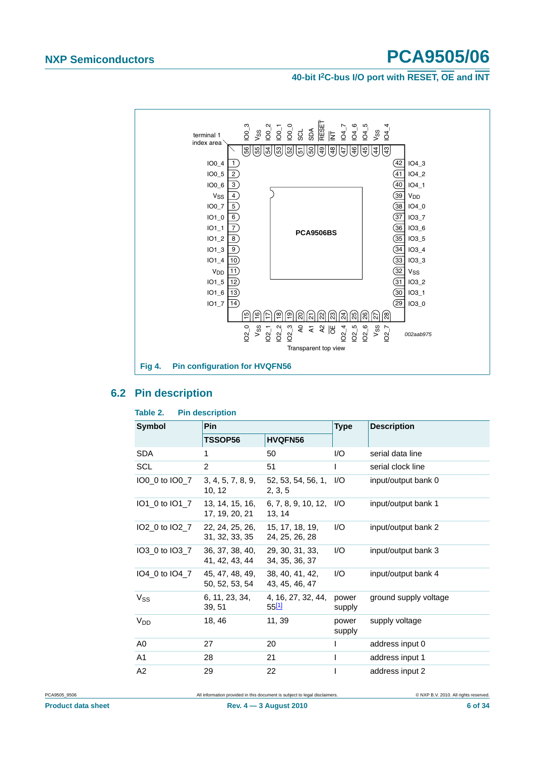Fig 4. Pin configuration for HVQFN56

## 6.2 Pin description

Table 2. Pin description

| Symbol | Pin | | Type | Description |
|---|---|---|---|---|
| | TSSOP56 | HVQFN56 | | |
| SDA | 1 | 50 | I/O | serial data line |
| SCL | 2 | 51 | I | serial clock line |
| IO0_0 to IO0_7 | 3, 4, 5, 7, 8, 9, 10, 12 | 52, 53, 54, 56, 1, 2, 3, 5 | I/O | input/output bank 0 |
| IO1_0 to IO1_7 | 13, 14, 15, 16, 17, 19, 20, 21 | 6, 7, 8, 9, 10, 12, 13, 14 | I/O | input/output bank 1 |
| IO2_0 to IO2_7 | 22, 24, 25, 26, 31, 32, 33, 35 | 15, 17, 18, 19, 24, 25, 26, 28 | I/O | input/output bank 2 |
| IO3_0 to IO3_7 | 36, 37, 38, 40, 41, 42, 43, 44 | 29, 30, 31, 33, 34, 35, 36, 37 | I/O | input/output bank 3 |
| IO4_0 to IO4_7 | 45, 47, 48, 49, 50, 52, 53, 54 | 38, 40, 41, 42, 43, 45, 46, 47 | I/O | input/output bank 4 |
| $V_{SS}$ | 6, 11, 23, 34, 39, 51 | 4, 16, 27, 32, 44, 55[1] | power supply | ground supply voltage |
| $V_{DD}$ | 18, 46 | 11, 39 | power supply | supply voltage |
| A0 | 27 | 20 | I | address input 0 |
| A1 | 28 | 21 | I | address input 1 |
| A2 | 29 | 22 | I | address input 2 |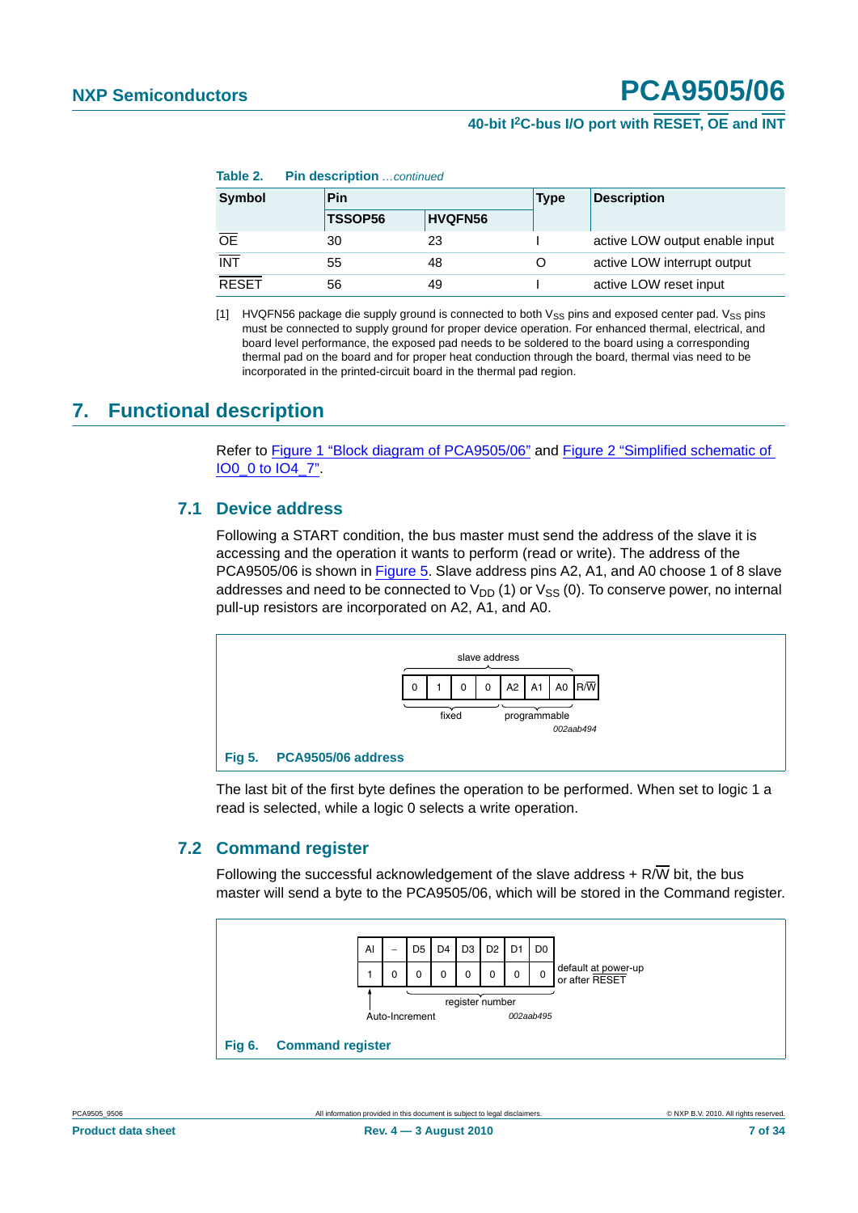**Table 2. Pin description** *...continued*

| Symbol | Pin | | Type | Description |
|---|---|---|---|---|
| | TSSOP56 | HVQFN56 | | |
| $\overline{OE}$ | 30 | 23 | I | active LOW output enable input |
| $\overline{INT}$ | 55 | 48 | O | active LOW interrupt output |
| $\overline{RESET}$ | 56 | 49 | I | active LOW reset input |

[1] HVQFN56 package die supply ground is connected to both $V_{SS}$ pins and exposed center pad. $V_{SS}$ pins must be connected to supply ground for proper device operation. For enhanced thermal, electrical, and board level performance, the exposed pad needs to be soldered to the board using a corresponding thermal pad on the board and for proper heat conduction through the board, thermal vias need to be incorporated in the printed-circuit board in the thermal pad region.

# 7. Functional description

Refer to Figure 1 "Block diagram of PCA9505/06" and Figure 2 "Simplified schematic of IO0_0 to IO4_7".

## 7.1 Device address

Following a START condition, the bus master must send the address of the slave it is accessing and the operation it wants to perform (read or write). The address of the PCA9505/06 is shown in Figure 5. Slave address pins A2, A1, and A0 choose 1 of 8 slave addresses and need to be connected to $V_{DD}$ (1) or $V_{SS}$ (0). To conserve power, no internal pull-up resistors are incorporated on A2, A1, and A0.

slave address

| 0 | 1 | 0 | 0 | A2 | A1 | A0 | R/$\overline{W}$ |
|---|---|---|---|---|---|---|---|

fixed (0 1 0 0); programmable (A2 A1 A0)

002aab494

**Fig 5. PCA9505/06 address**

The last bit of the first byte defines the operation to be performed. When set to logic 1 a read is selected, while a logic 0 selects a write operation.

## 7.2 Command register

Following the successful acknowledgement of the slave address + R/$\overline{W}$ bit, the bus master will send a byte to the PCA9505/06, which will be stored in the Command register.

| AI | – | D5 | D4 | D3 | D2 | D1 | D0 | |
|---|---|---|---|---|---|---|---|---|
| 1 | 0 | 0 | 0 | 0 | 0 | 0 | 0 | default at power-up or after $\overline{RESET}$ |

AI: Auto-Increment; D5 to D0: register number

002aab495

**Fig 6. Command register**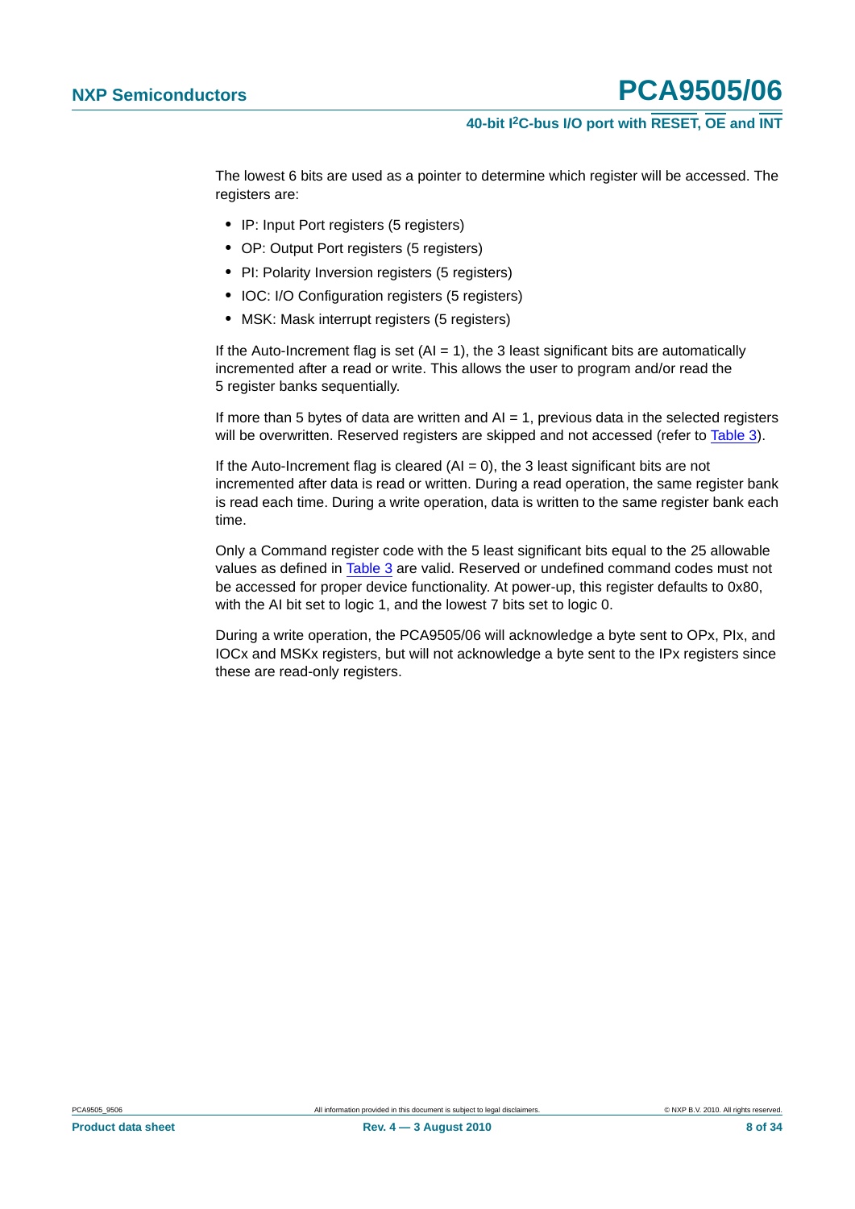The lowest 6 bits are used as a pointer to determine which register will be accessed. The registers are:

- IP: Input Port registers (5 registers)
- OP: Output Port registers (5 registers)
- PI: Polarity Inversion registers (5 registers)
- IOC: I/O Configuration registers (5 registers)
- MSK: Mask interrupt registers (5 registers)

If the Auto-Increment flag is set (AI = 1), the 3 least significant bits are automatically incremented after a read or write. This allows the user to program and/or read the 5 register banks sequentially.

If more than 5 bytes of data are written and AI = 1, previous data in the selected registers will be overwritten. Reserved registers are skipped and not accessed (refer to Table 3).

If the Auto-Increment flag is cleared (AI = 0), the 3 least significant bits are not incremented after data is read or written. During a read operation, the same register bank is read each time. During a write operation, data is written to the same register bank each time.

Only a Command register code with the 5 least significant bits equal to the 25 allowable values as defined in Table 3 are valid. Reserved or undefined command codes must not be accessed for proper device functionality. At power-up, this register defaults to 0x80, with the AI bit set to logic 1, and the lowest 7 bits set to logic 0.

During a write operation, the PCA9505/06 will acknowledge a byte sent to OPx, PIx, and IOCx and MSKx registers, but will not acknowledge a byte sent to the IPx registers since these are read-only registers.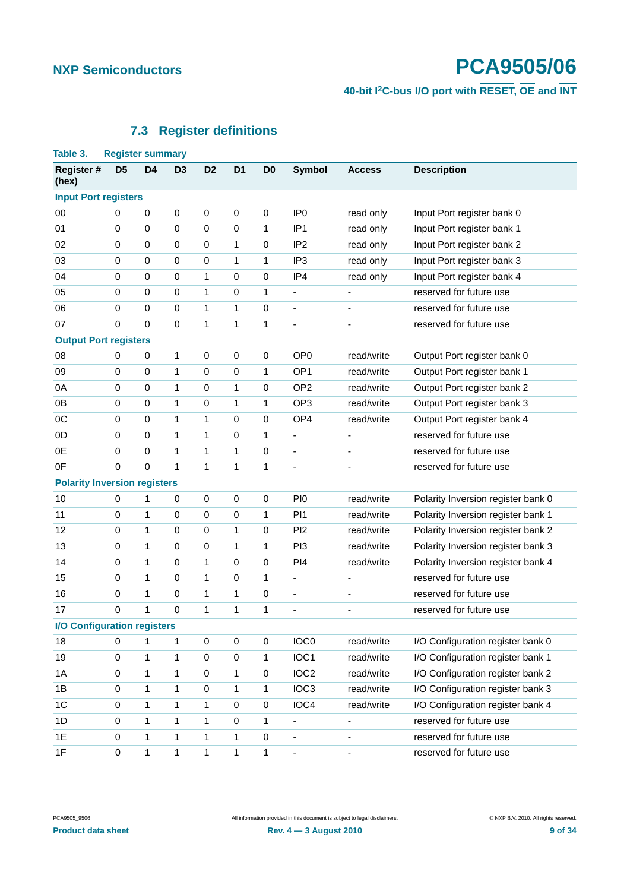### 7.3 Register definitions

**Table 3. Register summary**

| Register # (hex) | D5 | D4 | D3 | D2 | D1 | D0 | Symbol | Access | Description |
|---|---|---|---|---|---|---|---|---|---|
| **Input Port registers** | | | | | | | | | |
| 00 | 0 | 0 | 0 | 0 | 0 | 0 | IP0 | read only | Input Port register bank 0 |
| 01 | 0 | 0 | 0 | 0 | 0 | 1 | IP1 | read only | Input Port register bank 1 |
| 02 | 0 | 0 | 0 | 0 | 1 | 0 | IP2 | read only | Input Port register bank 2 |
| 03 | 0 | 0 | 0 | 0 | 1 | 1 | IP3 | read only | Input Port register bank 3 |
| 04 | 0 | 0 | 0 | 1 | 0 | 0 | IP4 | read only | Input Port register bank 4 |
| 05 | 0 | 0 | 0 | 1 | 0 | 1 | - | - | reserved for future use |
| 06 | 0 | 0 | 0 | 1 | 1 | 0 | - | - | reserved for future use |
| 07 | 0 | 0 | 0 | 1 | 1 | 1 | - | - | reserved for future use |
| **Output Port registers** | | | | | | | | | |
| 08 | 0 | 0 | 1 | 0 | 0 | 0 | OP0 | read/write | Output Port register bank 0 |
| 09 | 0 | 0 | 1 | 0 | 0 | 1 | OP1 | read/write | Output Port register bank 1 |
| 0A | 0 | 0 | 1 | 0 | 1 | 0 | OP2 | read/write | Output Port register bank 2 |
| 0B | 0 | 0 | 1 | 0 | 1 | 1 | OP3 | read/write | Output Port register bank 3 |
| 0C | 0 | 0 | 1 | 1 | 0 | 0 | OP4 | read/write | Output Port register bank 4 |
| 0D | 0 | 0 | 1 | 1 | 0 | 1 | - | - | reserved for future use |
| 0E | 0 | 0 | 1 | 1 | 1 | 0 | - | - | reserved for future use |
| 0F | 0 | 0 | 1 | 1 | 1 | 1 | - | - | reserved for future use |
| **Polarity Inversion registers** | | | | | | | | | |
| 10 | 0 | 1 | 0 | 0 | 0 | 0 | PI0 | read/write | Polarity Inversion register bank 0 |
| 11 | 0 | 1 | 0 | 0 | 0 | 1 | PI1 | read/write | Polarity Inversion register bank 1 |
| 12 | 0 | 1 | 0 | 0 | 1 | 0 | PI2 | read/write | Polarity Inversion register bank 2 |
| 13 | 0 | 1 | 0 | 0 | 1 | 1 | PI3 | read/write | Polarity Inversion register bank 3 |
| 14 | 0 | 1 | 0 | 1 | 0 | 0 | PI4 | read/write | Polarity Inversion register bank 4 |
| 15 | 0 | 1 | 0 | 1 | 0 | 1 | - | - | reserved for future use |
| 16 | 0 | 1 | 0 | 1 | 1 | 0 | - | - | reserved for future use |
| 17 | 0 | 1 | 0 | 1 | 1 | 1 | - | - | reserved for future use |
| **I/O Configuration registers** | | | | | | | | | |
| 18 | 0 | 1 | 1 | 0 | 0 | 0 | IOC0 | read/write | I/O Configuration register bank 0 |
| 19 | 0 | 1 | 1 | 0 | 0 | 1 | IOC1 | read/write | I/O Configuration register bank 1 |
| 1A | 0 | 1 | 1 | 0 | 1 | 0 | IOC2 | read/write | I/O Configuration register bank 2 |
| 1B | 0 | 1 | 1 | 0 | 1 | 1 | IOC3 | read/write | I/O Configuration register bank 3 |
| 1C | 0 | 1 | 1 | 1 | 0 | 0 | IOC4 | read/write | I/O Configuration register bank 4 |
| 1D | 0 | 1 | 1 | 1 | 0 | 1 | - | - | reserved for future use |
| 1E | 0 | 1 | 1 | 1 | 1 | 0 | - | - | reserved for future use |
| 1F | 0 | 1 | 1 | 1 | 1 | 1 | - | - | reserved for future use |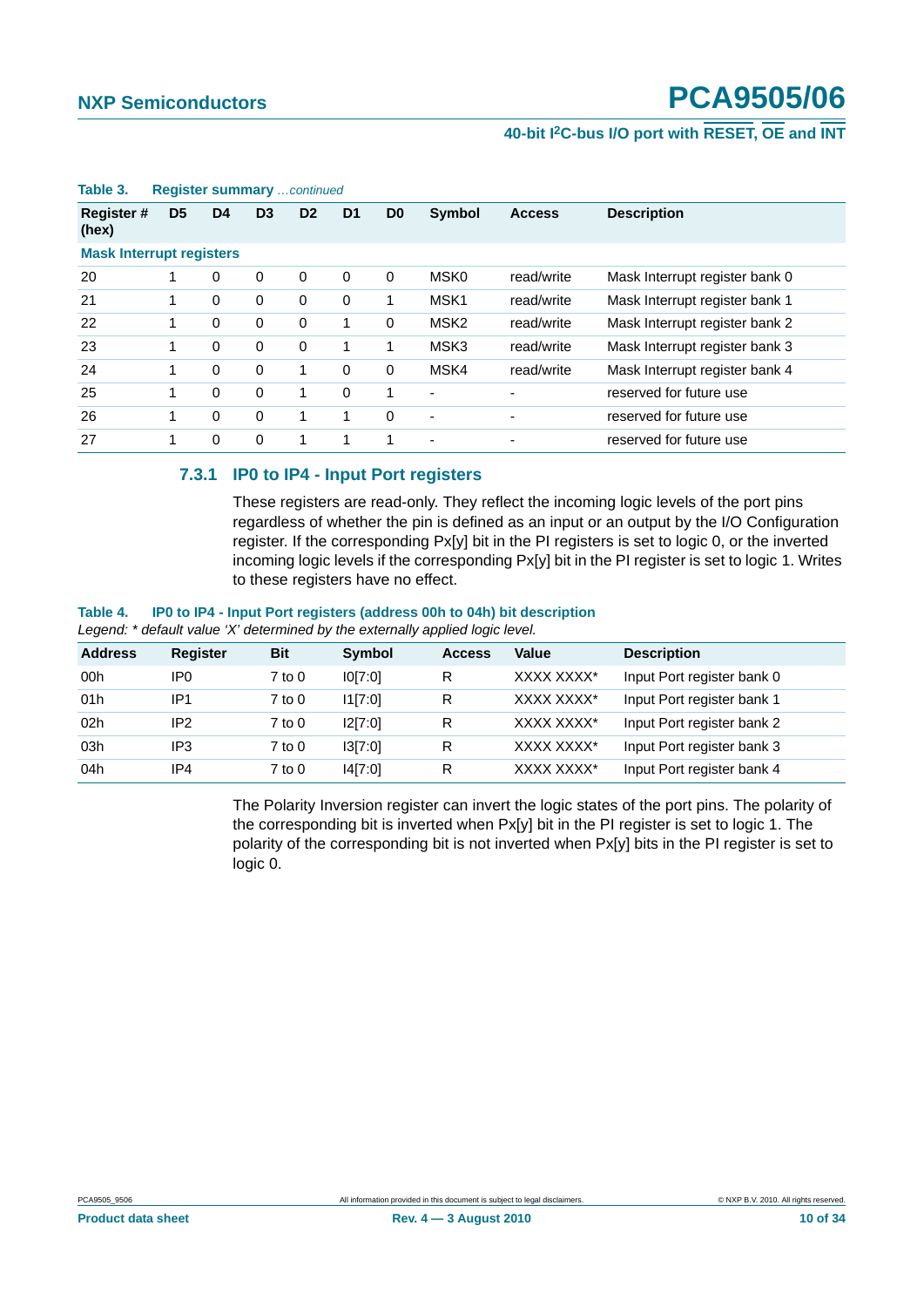**Table 3. Register summary** *...continued*

| Register # (hex) | D5 | D4 | D3 | D2 | D1 | D0 | Symbol | Access | Description |
|---|---|---|---|---|---|---|---|---|---|
| **Mask Interrupt registers** | | | | | | | | | |
| 20 | 1 | 0 | 0 | 0 | 0 | 0 | MSK0 | read/write | Mask Interrupt register bank 0 |
| 21 | 1 | 0 | 0 | 0 | 0 | 1 | MSK1 | read/write | Mask Interrupt register bank 1 |
| 22 | 1 | 0 | 0 | 0 | 1 | 0 | MSK2 | read/write | Mask Interrupt register bank 2 |
| 23 | 1 | 0 | 0 | 0 | 1 | 1 | MSK3 | read/write | Mask Interrupt register bank 3 |
| 24 | 1 | 0 | 0 | 1 | 0 | 0 | MSK4 | read/write | Mask Interrupt register bank 4 |
| 25 | 1 | 0 | 0 | 1 | 0 | 1 | - | - | reserved for future use |
| 26 | 1 | 0 | 0 | 1 | 1 | 0 | - | - | reserved for future use |
| 27 | 1 | 0 | 0 | 1 | 1 | 1 | - | - | reserved for future use |

### 7.3.1 IP0 to IP4 - Input Port registers

These registers are read-only. They reflect the incoming logic levels of the port pins regardless of whether the pin is defined as an input or an output by the I/O Configuration register. If the corresponding Px[y] bit in the PI registers is set to logic 0, or the inverted incoming logic levels if the corresponding Px[y] bit in the PI register is set to logic 1. Writes to these registers have no effect.

**Table 4. IP0 to IP4 - Input Port registers (address 00h to 04h) bit description**

*Legend: * default value 'X' determined by the externally applied logic level.*

| Address | Register | Bit | Symbol | Access | Value | Description |
|---|---|---|---|---|---|---|
| 00h | IP0 | 7 to 0 | I0[7:0] | R | XXXX XXXX* | Input Port register bank 0 |
| 01h | IP1 | 7 to 0 | I1[7:0] | R | XXXX XXXX* | Input Port register bank 1 |
| 02h | IP2 | 7 to 0 | I2[7:0] | R | XXXX XXXX* | Input Port register bank 2 |
| 03h | IP3 | 7 to 0 | I3[7:0] | R | XXXX XXXX* | Input Port register bank 3 |
| 04h | IP4 | 7 to 0 | I4[7:0] | R | XXXX XXXX* | Input Port register bank 4 |

The Polarity Inversion register can invert the logic states of the port pins. The polarity of the corresponding bit is inverted when Px[y] bit in the PI register is set to logic 1. The polarity of the corresponding bit is not inverted when Px[y] bits in the PI register is set to logic 0.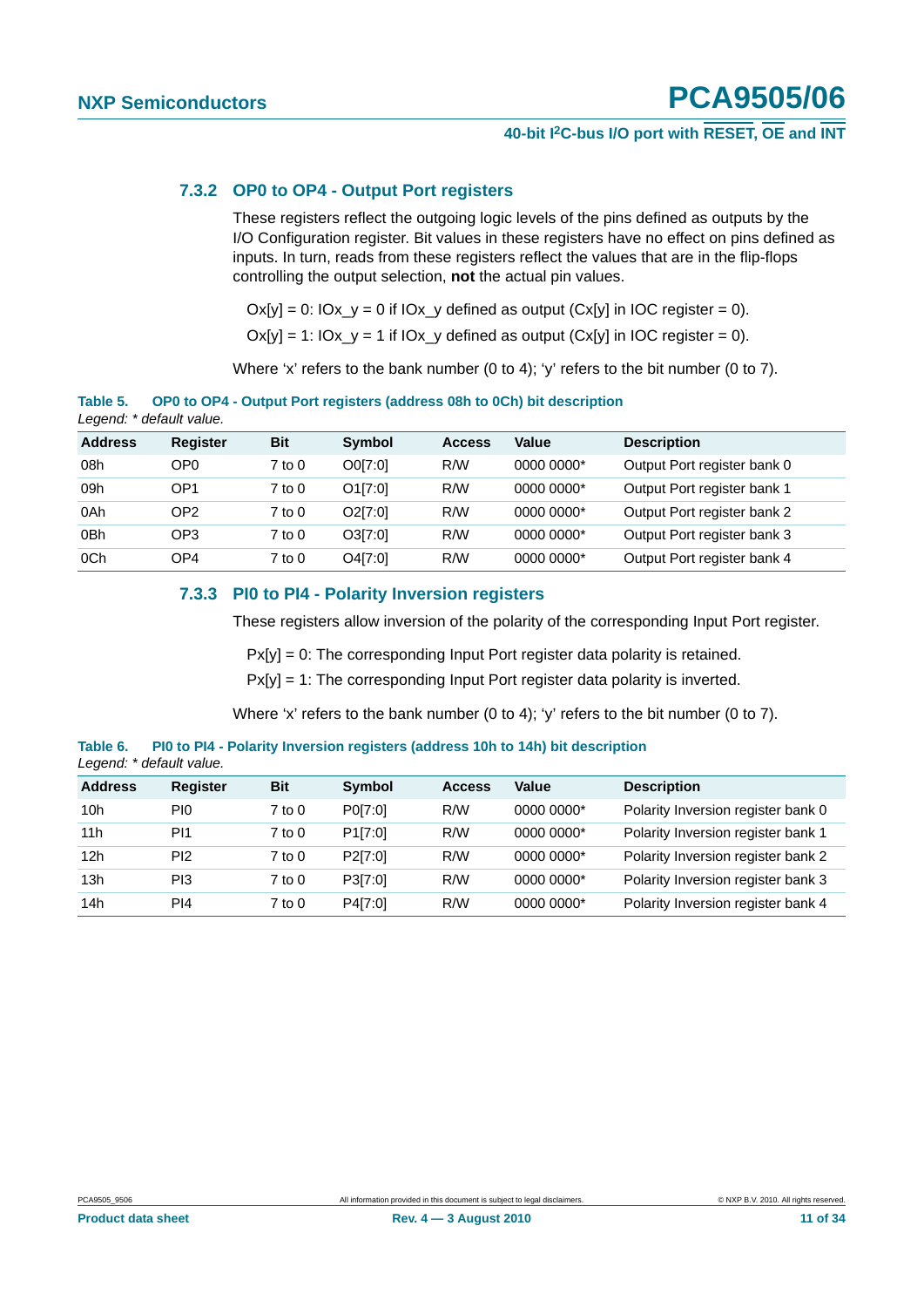### 7.3.2 OP0 to OP4 - Output Port registers

These registers reflect the outgoing logic levels of the pins defined as outputs by the I/O Configuration register. Bit values in these registers have no effect on pins defined as inputs. In turn, reads from these registers reflect the values that are in the flip-flops controlling the output selection, **not** the actual pin values.

Ox[y] = 0: IOx_y = 0 if IOx_y defined as output (Cx[y] in IOC register = 0).

Ox[y] = 1: IOx_y = 1 if IOx_y defined as output (Cx[y] in IOC register = 0).

Where 'x' refers to the bank number (0 to 4); 'y' refers to the bit number (0 to 7).

**Table 5. OP0 to OP4 - Output Port registers (address 08h to 0Ch) bit description**

*Legend: * default value.*

| Address | Register | Bit | Symbol | Access | Value | Description |
|---|---|---|---|---|---|---|
| 08h | OP0 | 7 to 0 | O0[7:0] | R/W | 0000 0000* | Output Port register bank 0 |
| 09h | OP1 | 7 to 0 | O1[7:0] | R/W | 0000 0000* | Output Port register bank 1 |
| 0Ah | OP2 | 7 to 0 | O2[7:0] | R/W | 0000 0000* | Output Port register bank 2 |
| 0Bh | OP3 | 7 to 0 | O3[7:0] | R/W | 0000 0000* | Output Port register bank 3 |
| 0Ch | OP4 | 7 to 0 | O4[7:0] | R/W | 0000 0000* | Output Port register bank 4 |

### 7.3.3 PI0 to PI4 - Polarity Inversion registers

These registers allow inversion of the polarity of the corresponding Input Port register.

Px[y] = 0: The corresponding Input Port register data polarity is retained.

Px[y] = 1: The corresponding Input Port register data polarity is inverted.

Where 'x' refers to the bank number (0 to 4); 'y' refers to the bit number (0 to 7).

**Table 6. PI0 to PI4 - Polarity Inversion registers (address 10h to 14h) bit description**

*Legend: * default value.*

| Address | Register | Bit | Symbol | Access | Value | Description |
|---|---|---|---|---|---|---|
| 10h | PI0 | 7 to 0 | P0[7:0] | R/W | 0000 0000* | Polarity Inversion register bank 0 |
| 11h | PI1 | 7 to 0 | P1[7:0] | R/W | 0000 0000* | Polarity Inversion register bank 1 |
| 12h | PI2 | 7 to 0 | P2[7:0] | R/W | 0000 0000* | Polarity Inversion register bank 2 |
| 13h | PI3 | 7 to 0 | P3[7:0] | R/W | 0000 0000* | Polarity Inversion register bank 3 |
| 14h | PI4 | 7 to 0 | P4[7:0] | R/W | 0000 0000* | Polarity Inversion register bank 4 |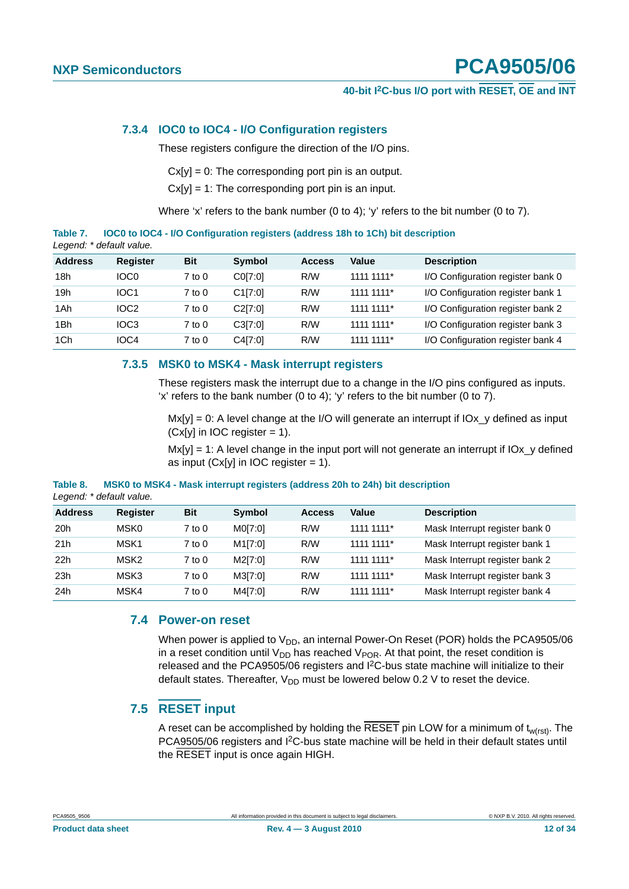### 7.3.4 IOC0 to IOC4 - I/O Configuration registers

These registers configure the direction of the I/O pins.

Cx[y] = 0: The corresponding port pin is an output.

Cx[y] = 1: The corresponding port pin is an input.

Where 'x' refers to the bank number (0 to 4); 'y' refers to the bit number (0 to 7).

**Table 7. IOC0 to IOC4 - I/O Configuration registers (address 18h to 1Ch) bit description**

*Legend: * default value.*

| Address | Register | Bit | Symbol | Access | Value | Description |
|---|---|---|---|---|---|---|
| 18h | IOC0 | 7 to 0 | C0[7:0] | R/W | 1111 1111* | I/O Configuration register bank 0 |
| 19h | IOC1 | 7 to 0 | C1[7:0] | R/W | 1111 1111* | I/O Configuration register bank 1 |
| 1Ah | IOC2 | 7 to 0 | C2[7:0] | R/W | 1111 1111* | I/O Configuration register bank 2 |
| 1Bh | IOC3 | 7 to 0 | C3[7:0] | R/W | 1111 1111* | I/O Configuration register bank 3 |
| 1Ch | IOC4 | 7 to 0 | C4[7:0] | R/W | 1111 1111* | I/O Configuration register bank 4 |

### 7.3.5 MSK0 to MSK4 - Mask interrupt registers

These registers mask the interrupt due to a change in the I/O pins configured as inputs. 'x' refers to the bank number (0 to 4); 'y' refers to the bit number (0 to 7).

Mx[y] = 0: A level change at the I/O will generate an interrupt if IOx_y defined as input (Cx[y] in IOC register = 1).

Mx[y] = 1: A level change in the input port will not generate an interrupt if IOx_y defined as input (Cx[y] in IOC register = 1).

**Table 8. MSK0 to MSK4 - Mask interrupt registers (address 20h to 24h) bit description**

*Legend: * default value.*

| Address | Register | Bit | Symbol | Access | Value | Description |
|---|---|---|---|---|---|---|
| 20h | MSK0 | 7 to 0 | M0[7:0] | R/W | 1111 1111* | Mask Interrupt register bank 0 |
| 21h | MSK1 | 7 to 0 | M1[7:0] | R/W | 1111 1111* | Mask Interrupt register bank 1 |
| 22h | MSK2 | 7 to 0 | M2[7:0] | R/W | 1111 1111* | Mask Interrupt register bank 2 |
| 23h | MSK3 | 7 to 0 | M3[7:0] | R/W | 1111 1111* | Mask Interrupt register bank 3 |
| 24h | MSK4 | 7 to 0 | M4[7:0] | R/W | 1111 1111* | Mask Interrupt register bank 4 |

## 7.4 Power-on reset

When power is applied to $V_{DD}$, an internal Power-On Reset (POR) holds the PCA9505/06 in a reset condition until $V_{DD}$ has reached $V_{POR}$. At that point, the reset condition is released and the PCA9505/06 registers and I$^2$C-bus state machine will initialize to their default states. Thereafter, $V_{DD}$ must be lowered below 0.2 V to reset the device.

## 7.5 $\overline{\text{RESET}}$ input

A reset can be accomplished by holding the $\overline{\text{RESET}}$ pin LOW for a minimum of $t_{w(rst)}$. The PCA9505/06 registers and I$^2$C-bus state machine will be held in their default states until the $\overline{\text{RESET}}$ input is once again HIGH.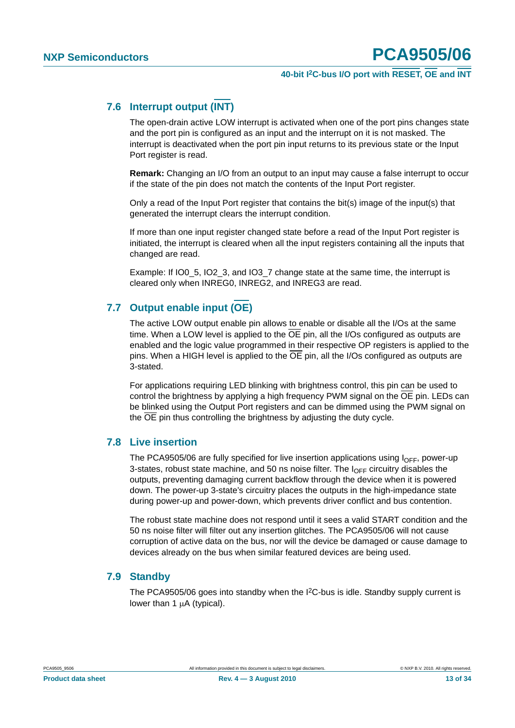### 7.6 Interrupt output ($\overline{\text{INT}}$)

The open-drain active LOW interrupt is activated when one of the port pins changes state and the port pin is configured as an input and the interrupt on it is not masked. The interrupt is deactivated when the port pin input returns to its previous state or the Input Port register is read.

**Remark:** Changing an I/O from an output to an input may cause a false interrupt to occur if the state of the pin does not match the contents of the Input Port register.

Only a read of the Input Port register that contains the bit(s) image of the input(s) that generated the interrupt clears the interrupt condition.

If more than one input register changed state before a read of the Input Port register is initiated, the interrupt is cleared when all the input registers containing all the inputs that changed are read.

Example: If IO0_5, IO2_3, and IO3_7 change state at the same time, the interrupt is cleared only when INREG0, INREG2, and INREG3 are read.

### 7.7 Output enable input ($\overline{\text{OE}}$)

The active LOW output enable pin allows to enable or disable all the I/Os at the same time. When a LOW level is applied to the $\overline{\text{OE}}$ pin, all the I/Os configured as outputs are enabled and the logic value programmed in their respective OP registers is applied to the pins. When a HIGH level is applied to the $\overline{\text{OE}}$ pin, all the I/Os configured as outputs are 3-stated.

For applications requiring LED blinking with brightness control, this pin can be used to control the brightness by applying a high frequency PWM signal on the $\overline{\text{OE}}$ pin. LEDs can be blinked using the Output Port registers and can be dimmed using the PWM signal on the $\overline{\text{OE}}$ pin thus controlling the brightness by adjusting the duty cycle.

### 7.8 Live insertion

The PCA9505/06 are fully specified for live insertion applications using $I_{OFF}$, power-up 3-states, robust state machine, and 50 ns noise filter. The $I_{OFF}$ circuitry disables the outputs, preventing damaging current backflow through the device when it is powered down. The power-up 3-state's circuitry places the outputs in the high-impedance state during power-up and power-down, which prevents driver conflict and bus contention.

The robust state machine does not respond until it sees a valid START condition and the 50 ns noise filter will filter out any insertion glitches. The PCA9505/06 will not cause corruption of active data on the bus, nor will the device be damaged or cause damage to devices already on the bus when similar featured devices are being used.

### 7.9 Standby

The PCA9505/06 goes into standby when the I²C-bus is idle. Standby supply current is lower than 1 μA (typical).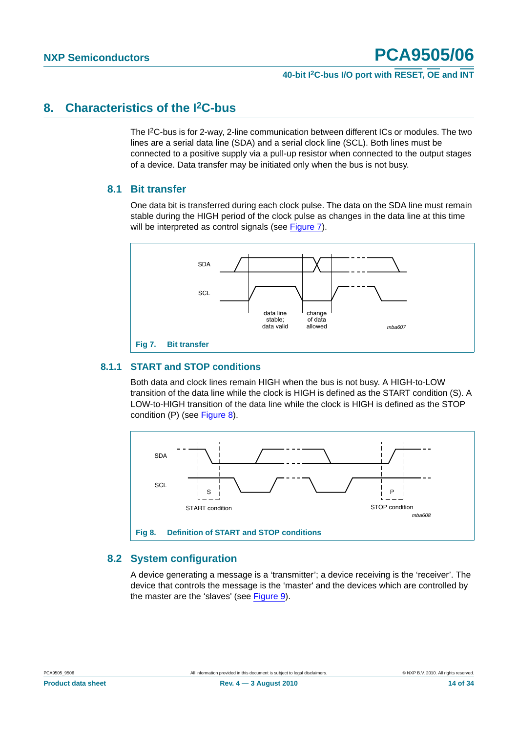## 8. Characteristics of the I²C-bus

The I²C-bus is for 2-way, 2-line communication between different ICs or modules. The two lines are a serial data line (SDA) and a serial clock line (SCL). Both lines must be connected to a positive supply via a pull-up resistor when connected to the output stages of a device. Data transfer may be initiated only when the bus is not busy.

### 8.1 Bit transfer

One data bit is transferred during each clock pulse. The data on the SDA line must remain stable during the HIGH period of the clock pulse as changes in the data line at this time will be interpreted as control signals (see Figure 7).

SDA

SCL

data line stable; data valid

change of data allowed

mba607

**Fig 7. Bit transfer**

#### 8.1.1 START and STOP conditions

Both data and clock lines remain HIGH when the bus is not busy. A HIGH-to-LOW transition of the data line while the clock is HIGH is defined as the START condition (S). A LOW-to-HIGH transition of the data line while the clock is HIGH is defined as the STOP condition (P) (see Figure 8).

SDA

SCL

S

START condition

P

STOP condition

mba608

**Fig 8. Definition of START and STOP conditions**

### 8.2 System configuration

A device generating a message is a 'transmitter'; a device receiving is the 'receiver'. The device that controls the message is the 'master' and the devices which are controlled by the master are the 'slaves' (see Figure 9).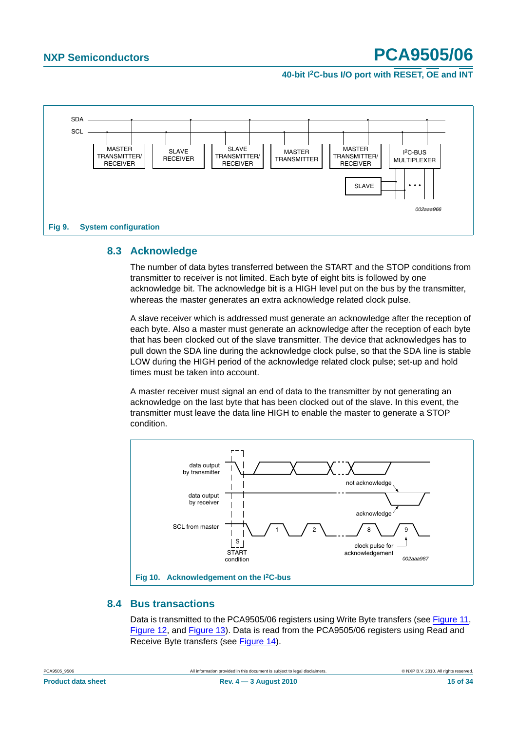Fig 9. System configuration

## 8.3 Acknowledge

The number of data bytes transferred between the START and the STOP conditions from transmitter to receiver is not limited. Each byte of eight bits is followed by one acknowledge bit. The acknowledge bit is a HIGH level put on the bus by the transmitter, whereas the master generates an extra acknowledge related clock pulse.

A slave receiver which is addressed must generate an acknowledge after the reception of each byte. Also a master must generate an acknowledge after the reception of each byte that has been clocked out of the slave transmitter. The device that acknowledges has to pull down the SDA line during the acknowledge clock pulse, so that the SDA line is stable LOW during the HIGH period of the acknowledge related clock pulse; set-up and hold times must be taken into account.

A master receiver must signal an end of data to the transmitter by not generating an acknowledge on the last byte that has been clocked out of the slave. In this event, the transmitter must leave the data line HIGH to enable the master to generate a STOP condition.

Fig 10. Acknowledgement on the I²C-bus

## 8.4 Bus transactions

Data is transmitted to the PCA9505/06 registers using Write Byte transfers (see Figure 11, Figure 12, and Figure 13). Data is read from the PCA9505/06 registers using Read and Receive Byte transfers (see Figure 14).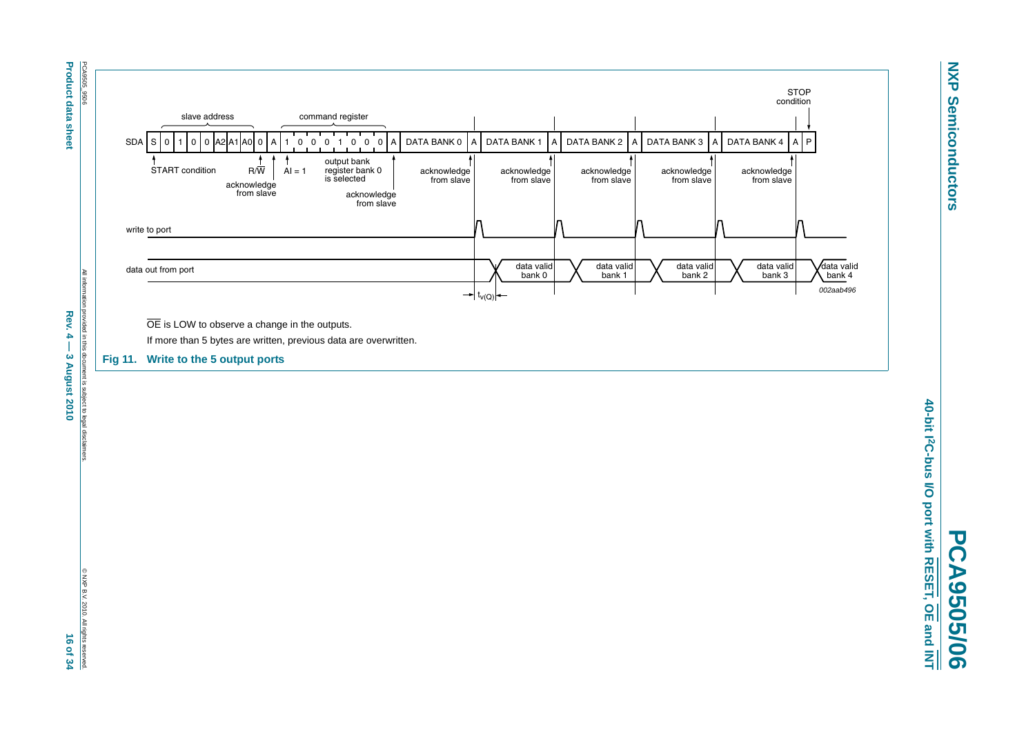OE is LOW to observe a change in the outputs.

If more than 5 bytes are written, previous data are overwritten.

**Fig 11. Write to the 5 output ports**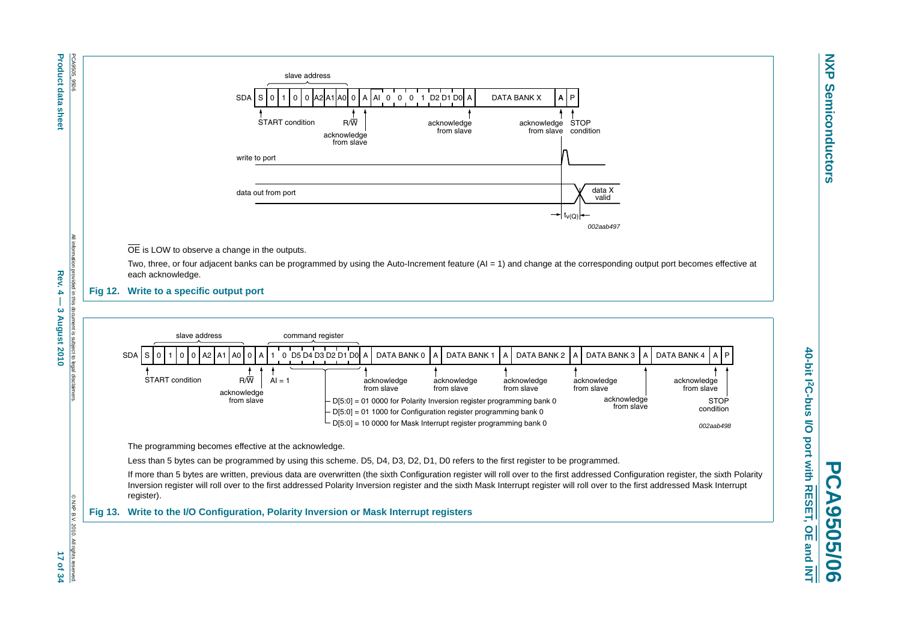OE is LOW to observe a change in the outputs.

Two, three, or four adjacent banks can be programmed by using the Auto-Increment feature (AI = 1) and change at the corresponding output port becomes effective at each acknowledge.

**Fig 12. Write to a specific output port**

The programming becomes effective at the acknowledge.

Less than 5 bytes can be programmed by using this scheme. D5, D4, D3, D2, D1, D0 refers to the first register to be programmed.

If more than 5 bytes are written, previous data are overwritten (the sixth Configuration register will roll over to the first addressed Configuration register, the sixth Polarity Inversion register will roll over to the first addressed Polarity Inversion register and the sixth Mask Interrupt register will roll over to the first addressed Mask Interrupt register).

**Fig 13. Write to the I/O Configuration, Polarity Inversion or Mask Interrupt registers**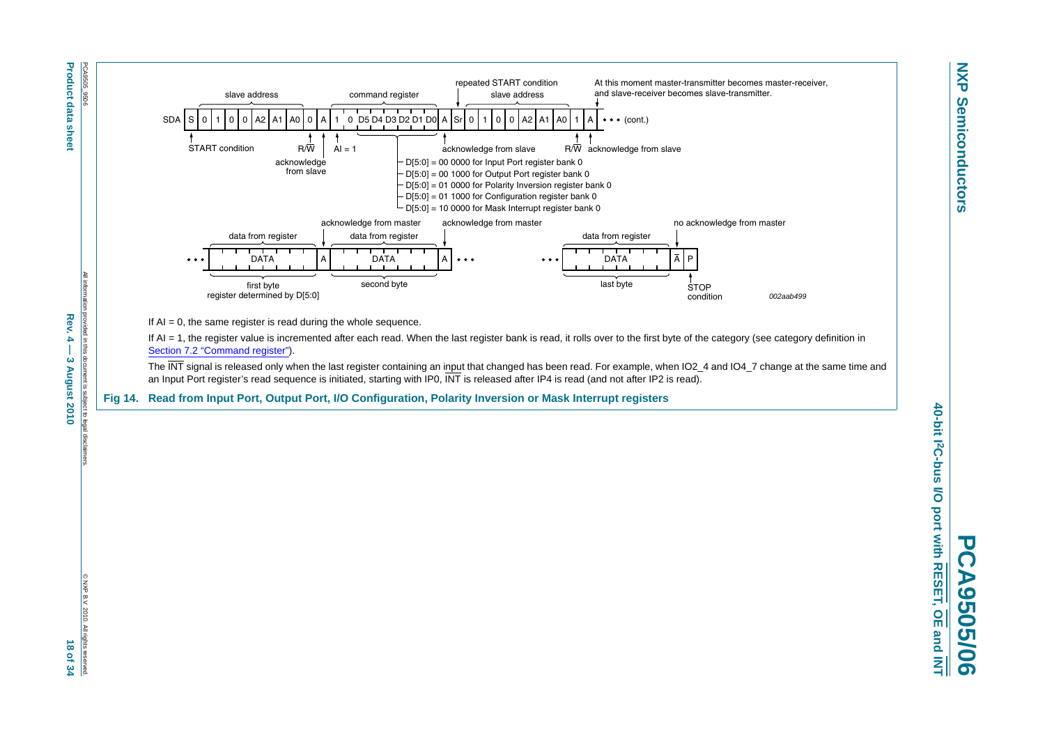SDA | S | 0 | 1 | 0 | 0 | A2 | A1 | A0 | 0 | A | 1 | 0 | D5 | D4 | D3 | D2 | D1 | D0 | A | Sr | 0 | 1 | 0 | 0 | A2 | A1 | A0 | 1 | A | • • • (cont.)

slave address; command register; repeated START condition; slave address

At this moment master-transmitter becomes master-receiver, and slave-receiver becomes slave-transmitter.

START condition; R/$\overline{W}$; acknowledge from slave; AI = 1; acknowledge from slave; R/$\overline{W}$; acknowledge from slave

- D[5:0] = 00 0000 for Input Port register bank 0
- D[5:0] = 00 1000 for Output Port register bank 0
- D[5:0] = 01 0000 for Polarity Inversion register bank 0
- D[5:0] = 01 1000 for Configuration register bank 0
- D[5:0] = 10 0000 for Mask Interrupt register bank 0

• • • | DATA | A | DATA | A | • • • &nbsp;&nbsp; • • • | DATA | $\overline{A}$ | P

data from register; acknowledge from master; data from register; acknowledge from master; data from register; no acknowledge from master

first byte register determined by D[5:0]; second byte; last byte; STOP condition

002aab499

If AI = 0, the same register is read during the whole sequence.

If AI = 1, the register value is incremented after each read. When the last register bank is read, it rolls over to the first byte of the category (see category definition in Section 7.2 "Command register").

The $\overline{INT}$ signal is released only when the last register containing an input that changed has been read. For example, when IO2_4 and IO4_7 change at the same time and an Input Port register's read sequence is initiated, starting with IP0, $\overline{INT}$ is released after IP4 is read (and not after IP2 is read).

**Fig 14. Read from Input Port, Output Port, I/O Configuration, Polarity Inversion or Mask Interrupt registers**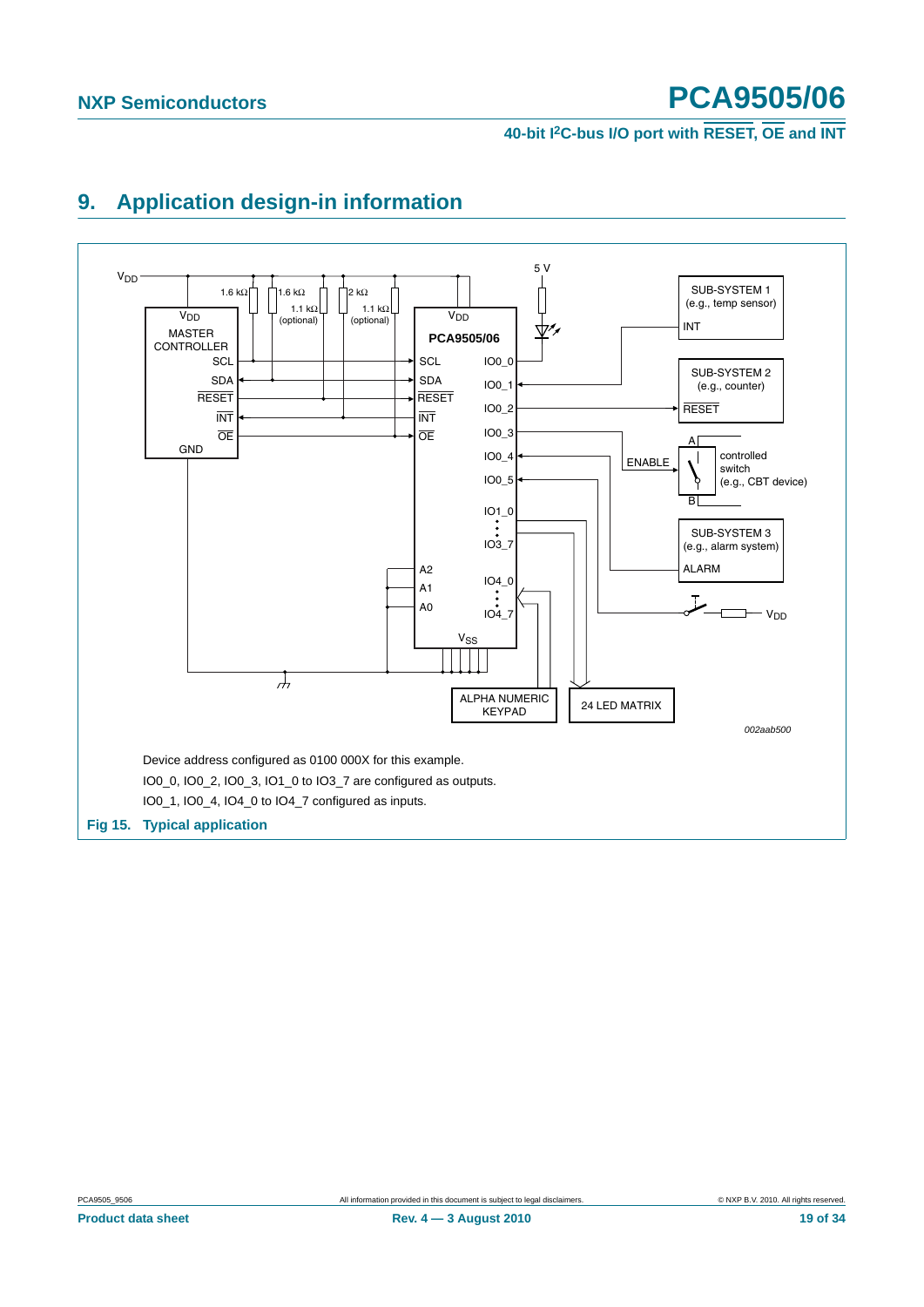## 9. Application design-in information

Device address configured as 0100 000X for this example.

IO0_0, IO0_2, IO0_3, IO1_0 to IO3_7 are configured as outputs.

IO0_1, IO0_4, IO4_0 to IO4_7 configured as inputs.

**Fig 15. Typical application**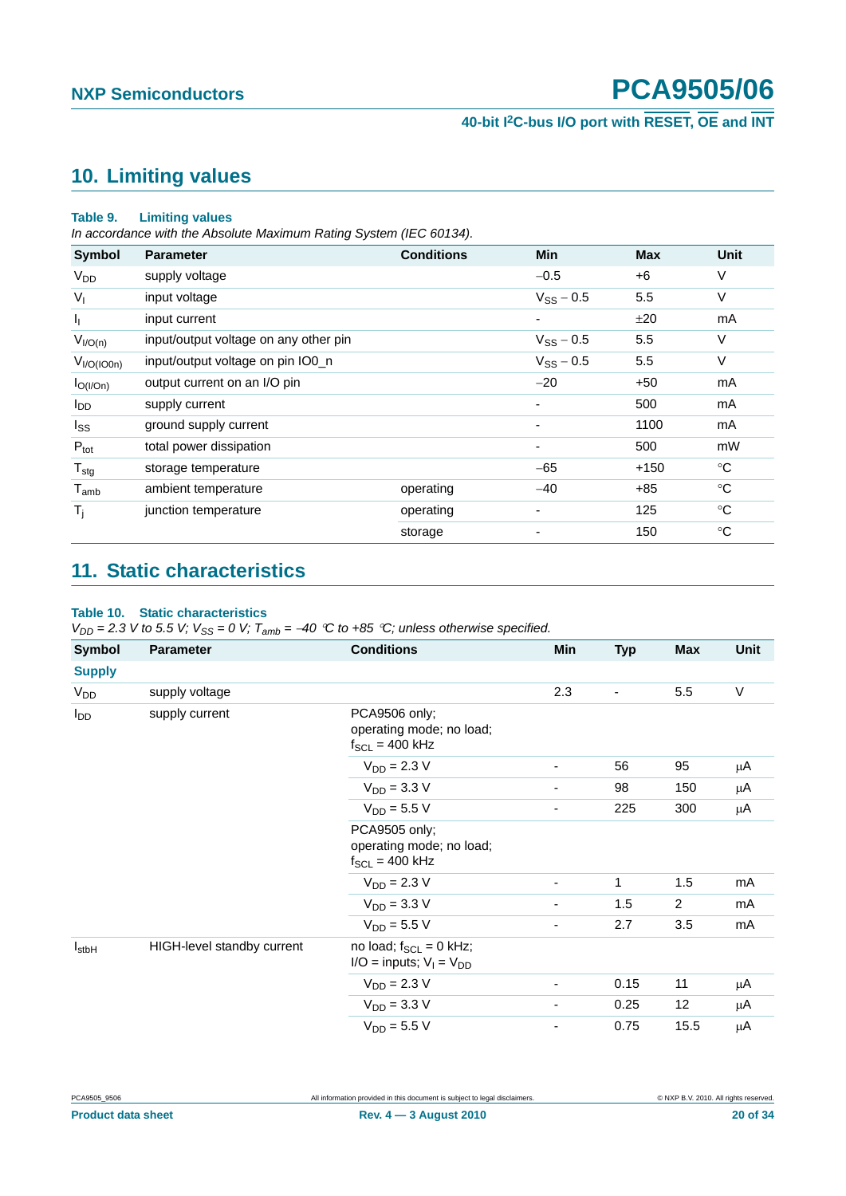## 10. Limiting values

**Table 9. Limiting values**

*In accordance with the Absolute Maximum Rating System (IEC 60134).*

| Symbol | Parameter | Conditions | Min | Max | Unit |
|---|---|---|---|---|---|
| $V_{DD}$ | supply voltage | | −0.5 | +6 | V |
| $V_I$ | input voltage | | $V_{SS}$ − 0.5 | 5.5 | V |
| $I_I$ | input current | | - | ±20 | mA |
| $V_{I/O(n)}$ | input/output voltage on any other pin | | $V_{SS}$ − 0.5 | 5.5 | V |
| $V_{I/O(IO0n)}$ | input/output voltage on pin IO0_n | | $V_{SS}$ − 0.5 | 5.5 | V |
| $I_{O(I/On)}$ | output current on an I/O pin | | −20 | +50 | mA |
| $I_{DD}$ | supply current | | - | 500 | mA |
| $I_{SS}$ | ground supply current | | - | 1100 | mA |
| $P_{tot}$ | total power dissipation | | - | 500 | mW |
| $T_{stg}$ | storage temperature | | −65 | +150 | °C |
| $T_{amb}$ | ambient temperature | operating | −40 | +85 | °C |
| $T_j$ | junction temperature | operating | - | 125 | °C |
| | | storage | - | 150 | °C |

## 11. Static characteristics

**Table 10. Static characteristics**

*$V_{DD}$ = 2.3 V to 5.5 V; $V_{SS}$ = 0 V; $T_{amb}$ = −40 °C to +85 °C; unless otherwise specified.*

| Symbol | Parameter | Conditions | Min | Typ | Max | Unit |
|---|---|---|---|---|---|---|
| **Supply** | | | | | | |
| $V_{DD}$ | supply voltage | | 2.3 | - | 5.5 | V |
| $I_{DD}$ | supply current | PCA9506 only; operating mode; no load; $f_{SCL}$ = 400 kHz | | | | |
| | | $V_{DD}$ = 2.3 V | - | 56 | 95 | μA |
| | | $V_{DD}$ = 3.3 V | - | 98 | 150 | μA |
| | | $V_{DD}$ = 5.5 V | - | 225 | 300 | μA |
| | | PCA9505 only; operating mode; no load; $f_{SCL}$ = 400 kHz | | | | |
| | | $V_{DD}$ = 2.3 V | - | 1 | 1.5 | mA |
| | | $V_{DD}$ = 3.3 V | - | 1.5 | 2 | mA |
| | | $V_{DD}$ = 5.5 V | - | 2.7 | 3.5 | mA |
| $I_{stbH}$ | HIGH-level standby current | no load; $f_{SCL}$ = 0 kHz; I/O = inputs; $V_I$ = $V_{DD}$ | | | | |
| | | $V_{DD}$ = 2.3 V | - | 0.15 | 11 | μA |
| | | $V_{DD}$ = 3.3 V | - | 0.25 | 12 | μA |
| | | $V_{DD}$ = 5.5 V | - | 0.75 | 15.5 | μA |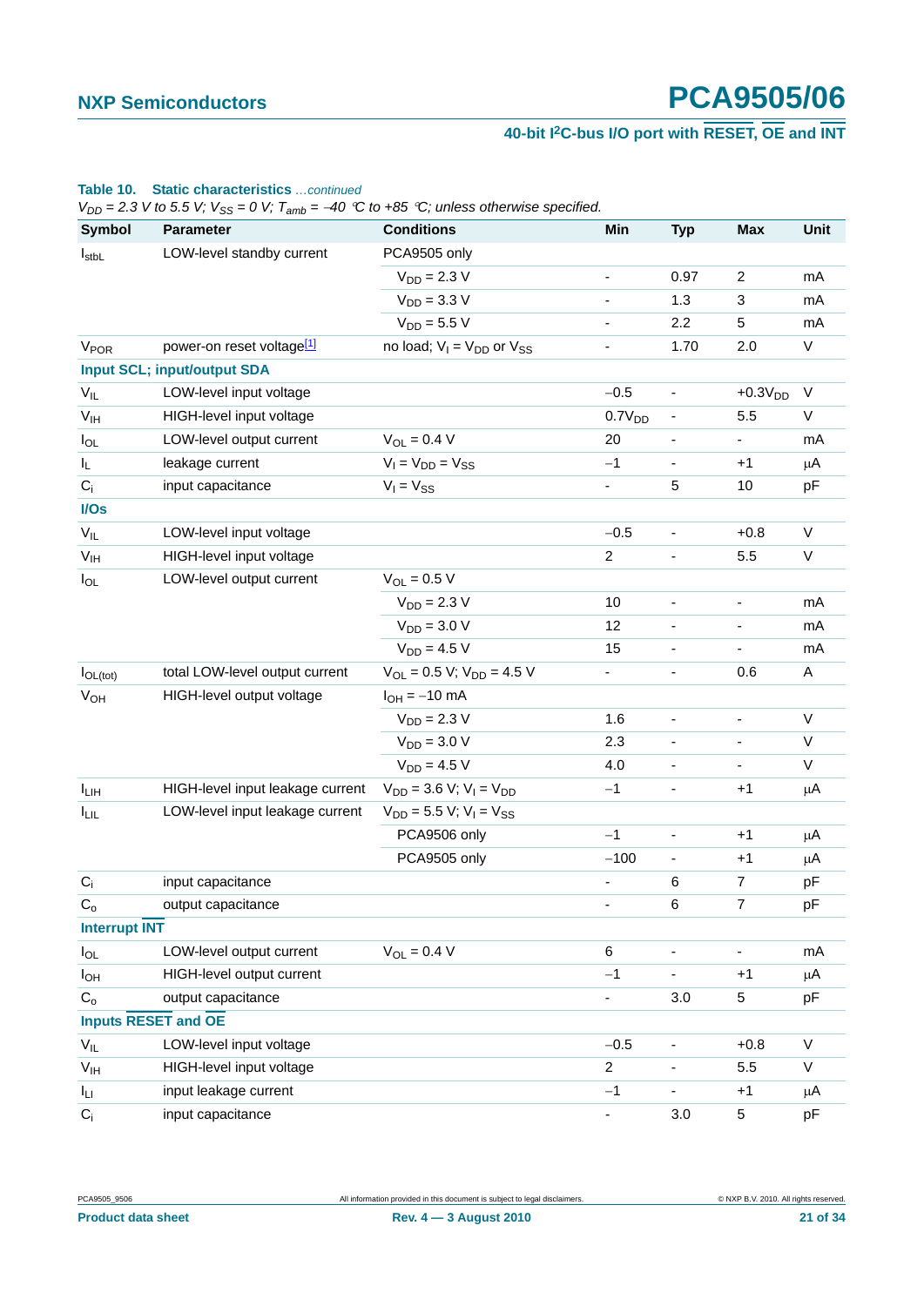**Table 10. Static characteristics** *...continued*

*$V_{DD}$ = 2.3 V to 5.5 V; $V_{SS}$ = 0 V; $T_{amb}$ = −40 °C to +85 °C; unless otherwise specified.*

| Symbol | Parameter | Conditions | Min | Typ | Max | Unit |
|---|---|---|---|---|---|---|
| $I_{stbL}$ | LOW-level standby current | PCA9505 only | | | | |
| | | $V_{DD}$ = 2.3 V | - | 0.97 | 2 | mA |
| | | $V_{DD}$ = 3.3 V | - | 1.3 | 3 | mA |
| | | $V_{DD}$ = 5.5 V | - | 2.2 | 5 | mA |
| $V_{POR}$ | power-on reset voltage[1] | no load; $V_I$ = $V_{DD}$ or $V_{SS}$ | - | 1.70 | 2.0 | V |
| **Input SCL; input/output SDA** | | | | | | |
| $V_{IL}$ | LOW-level input voltage | | −0.5 | - | +0.3$V_{DD}$ | V |
| $V_{IH}$ | HIGH-level input voltage | | 0.7$V_{DD}$ | - | 5.5 | V |
| $I_{OL}$ | LOW-level output current | $V_{OL}$ = 0.4 V | 20 | - | - | mA |
| $I_L$ | leakage current | $V_I$ = $V_{DD}$ = $V_{SS}$ | −1 | - | +1 | μA |
| $C_i$ | input capacitance | $V_I$ = $V_{SS}$ | - | 5 | 10 | pF |
| **I/Os** | | | | | | |
| $V_{IL}$ | LOW-level input voltage | | −0.5 | - | +0.8 | V |
| $V_{IH}$ | HIGH-level input voltage | | 2 | - | 5.5 | V |
| $I_{OL}$ | LOW-level output current | $V_{OL}$ = 0.5 V | | | | |
| | | $V_{DD}$ = 2.3 V | 10 | - | - | mA |
| | | $V_{DD}$ = 3.0 V | 12 | - | - | mA |
| | | $V_{DD}$ = 4.5 V | 15 | - | - | mA |
| $I_{OL(tot)}$ | total LOW-level output current | $V_{OL}$ = 0.5 V; $V_{DD}$ = 4.5 V | - | - | 0.6 | A |
| $V_{OH}$ | HIGH-level output voltage | $I_{OH}$ = −10 mA | | | | |
| | | $V_{DD}$ = 2.3 V | 1.6 | - | - | V |
| | | $V_{DD}$ = 3.0 V | 2.3 | - | - | V |
| | | $V_{DD}$ = 4.5 V | 4.0 | - | - | V |
| $I_{LIH}$ | HIGH-level input leakage current | $V_{DD}$ = 3.6 V; $V_I$ = $V_{DD}$ | −1 | - | +1 | μA |
| $I_{LIL}$ | LOW-level input leakage current | $V_{DD}$ = 5.5 V; $V_I$ = $V_{SS}$ | | | | |
| | | PCA9506 only | −1 | - | +1 | μA |
| | | PCA9505 only | −100 | - | +1 | μA |
| $C_i$ | input capacitance | | - | 6 | 7 | pF |
| $C_o$ | output capacitance | | - | 6 | 7 | pF |
| **Interrupt INT** | | | | | | |
| $I_{OL}$ | LOW-level output current | $V_{OL}$ = 0.4 V | 6 | - | - | mA |
| $I_{OH}$ | HIGH-level output current | | −1 | - | +1 | μA |
| $C_o$ | output capacitance | | - | 3.0 | 5 | pF |
| **Inputs RESET and OE** | | | | | | |
| $V_{IL}$ | LOW-level input voltage | | −0.5 | - | +0.8 | V |
| $V_{IH}$ | HIGH-level input voltage | | 2 | - | 5.5 | V |
| $I_{LI}$ | input leakage current | | −1 | - | +1 | μA |
| $C_i$ | input capacitance | | - | 3.0 | 5 | pF |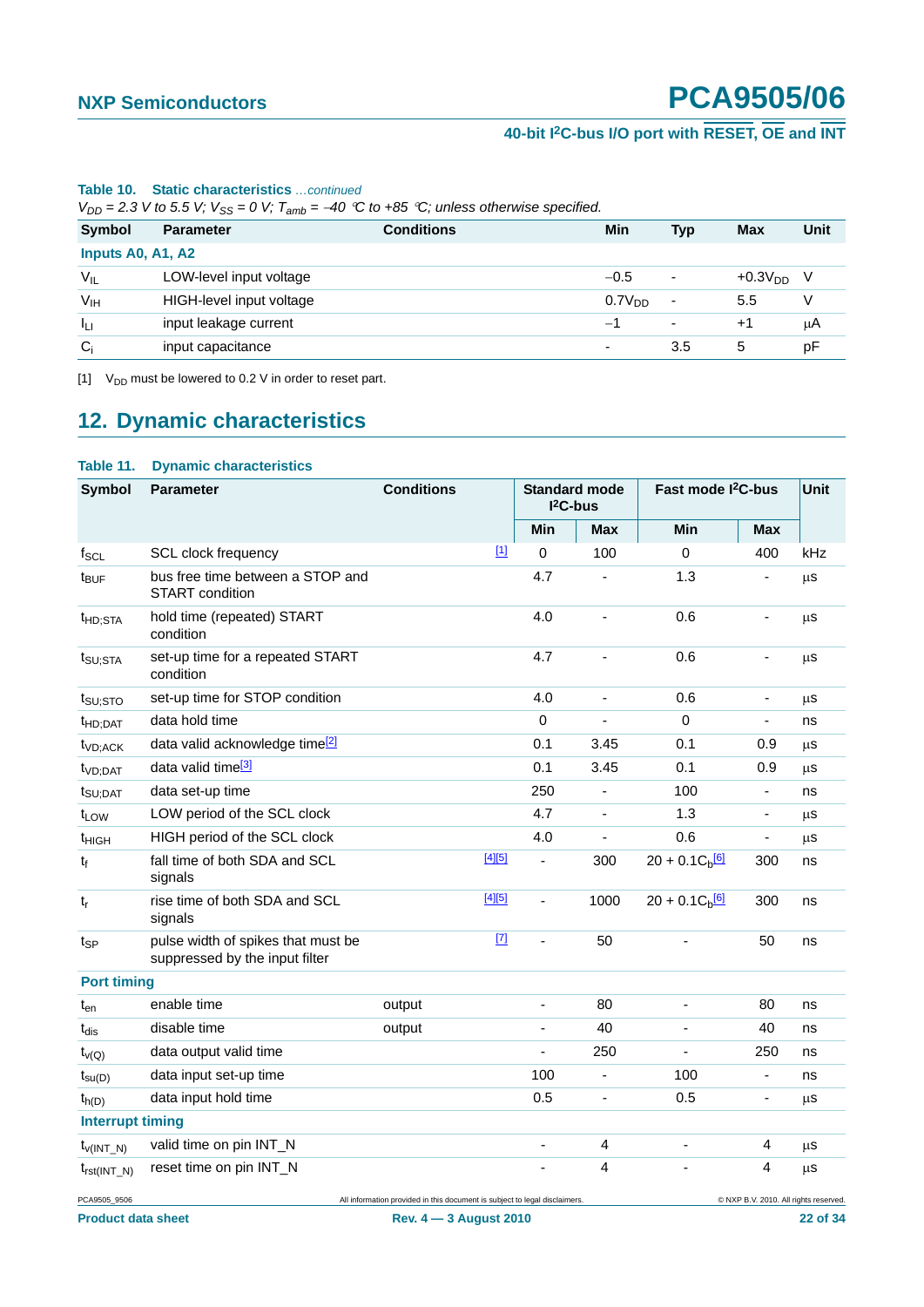**Table 10. Static characteristics** *...continued*

*$V_{DD}$ = 2.3 V to 5.5 V; $V_{SS}$ = 0 V; $T_{amb}$ = −40 °C to +85 °C; unless otherwise specified.*

| Symbol | Parameter | Conditions | Min | Typ | Max | Unit |
|---|---|---|---|---|---|---|
| **Inputs A0, A1, A2** | | | | | | |
| $V_{IL}$ | LOW-level input voltage | | −0.5 | - | $+0.3V_{DD}$ | V |
| $V_{IH}$ | HIGH-level input voltage | | $0.7V_{DD}$ | - | 5.5 | V |
| $I_{LI}$ | input leakage current | | −1 | - | +1 | μA |
| $C_i$ | input capacitance | | - | 3.5 | 5 | pF |

[1] $V_{DD}$ must be lowered to 0.2 V in order to reset part.

## 12. Dynamic characteristics

**Table 11. Dynamic characteristics**

| Symbol | Parameter | Conditions | | Standard mode I²C-bus | | Fast mode I²C-bus | | Unit |
|---|---|---|---|---|---|---|---|---|
| | | | | Min | Max | Min | Max | |
| $f_{SCL}$ | SCL clock frequency | | [1] | 0 | 100 | 0 | 400 | kHz |
| $t_{BUF}$ | bus free time between a STOP and START condition | | | 4.7 | - | 1.3 | - | μs |
| $t_{HD;STA}$ | hold time (repeated) START condition | | | 4.0 | - | 0.6 | - | μs |
| $t_{SU;STA}$ | set-up time for a repeated START condition | | | 4.7 | - | 0.6 | - | μs |
| $t_{SU;STO}$ | set-up time for STOP condition | | | 4.0 | - | 0.6 | - | μs |
| $t_{HD;DAT}$ | data hold time | | | 0 | - | 0 | - | ns |
| $t_{VD;ACK}$ | data valid acknowledge time[2] | | | 0.1 | 3.45 | 0.1 | 0.9 | μs |
| $t_{VD;DAT}$ | data valid time[3] | | | 0.1 | 3.45 | 0.1 | 0.9 | μs |
| $t_{SU;DAT}$ | data set-up time | | | 250 | - | 100 | - | ns |
| $t_{LOW}$ | LOW period of the SCL clock | | | 4.7 | - | 1.3 | - | μs |
| $t_{HIGH}$ | HIGH period of the SCL clock | | | 4.0 | - | 0.6 | - | μs |
| $t_f$ | fall time of both SDA and SCL signals | | [4][5] | - | 300 | $20 + 0.1C_b$[6] | 300 | ns |
| $t_r$ | rise time of both SDA and SCL signals | | [4][5] | - | 1000 | $20 + 0.1C_b$[6] | 300 | ns |
| $t_{SP}$ | pulse width of spikes that must be suppressed by the input filter | | [7] | - | 50 | - | 50 | ns |
| **Port timing** | | | | | | | | |
| $t_{en}$ | enable time | output | | - | 80 | - | 80 | ns |
| $t_{dis}$ | disable time | output | | - | 40 | - | 40 | ns |
| $t_{v(Q)}$ | data output valid time | | | - | 250 | - | 250 | ns |
| $t_{su(D)}$ | data input set-up time | | | 100 | - | 100 | - | ns |
| $t_{h(D)}$ | data input hold time | | | 0.5 | - | 0.5 | - | μs |
| **Interrupt timing** | | | | | | | | |
| $t_{v(INT\_N)}$ | valid time on pin INT_N | | | - | 4 | - | 4 | μs |
| $t_{rst(INT\_N)}$ | reset time on pin INT_N | | | - | 4 | - | 4 | μs |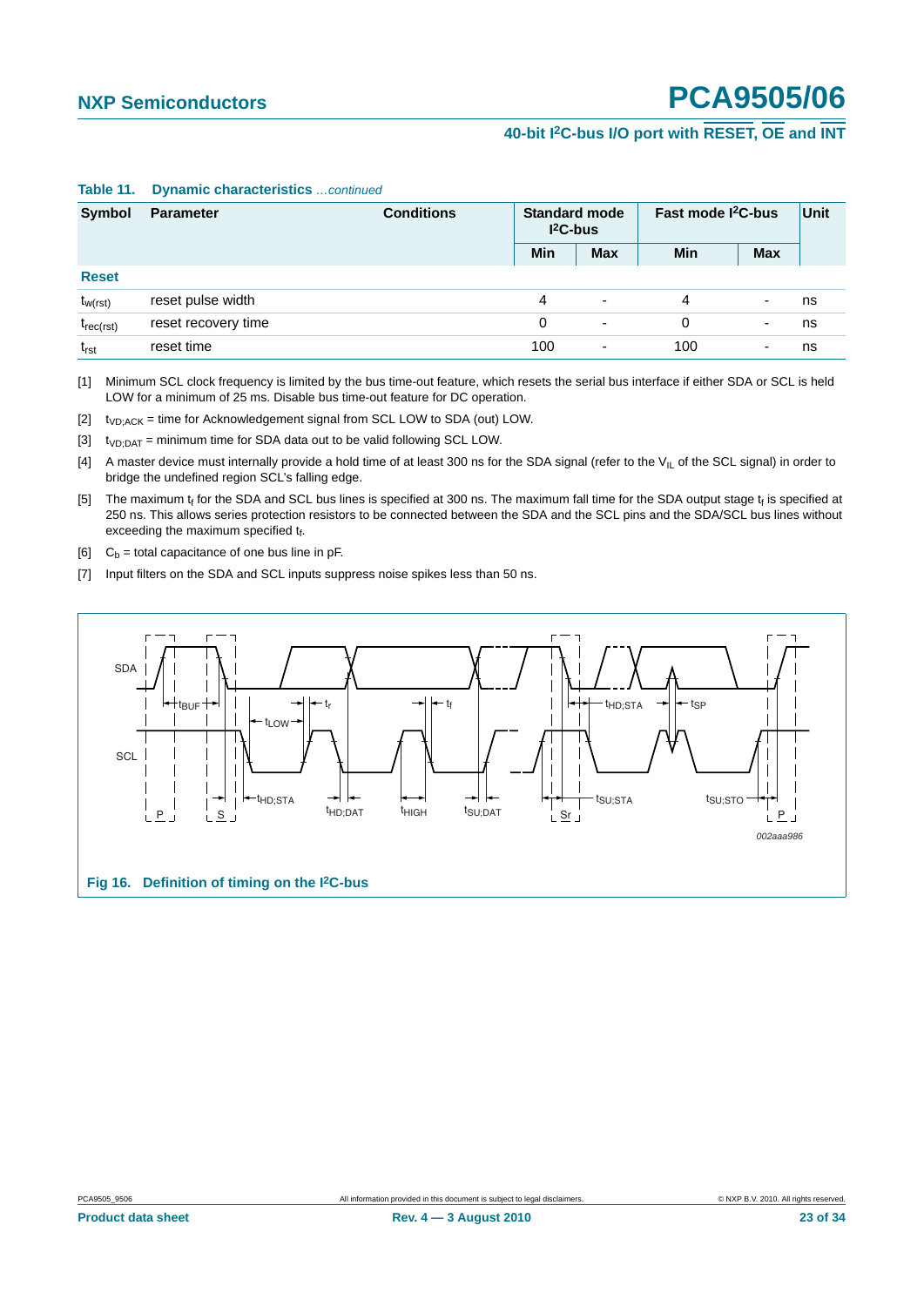**Table 11. Dynamic characteristics** *...continued*

| Symbol | Parameter | Conditions | Standard mode I²C-bus | | Fast mode I²C-bus | | Unit |
|---|---|---|---|---|---|---|---|
| | | | Min | Max | Min | Max | |
| **Reset** | | | | | | | |
| $t_{w(rst)}$ | reset pulse width | | 4 | - | 4 | - | ns |
| $t_{rec(rst)}$ | reset recovery time | | 0 | - | 0 | - | ns |
| $t_{rst}$ | reset time | | 100 | - | 100 | - | ns |

[1] Minimum SCL clock frequency is limited by the bus time-out feature, which resets the serial bus interface if either SDA or SCL is held LOW for a minimum of 25 ms. Disable bus time-out feature for DC operation.

[2] $t_{VD;ACK}$ = time for Acknowledgement signal from SCL LOW to SDA (out) LOW.

[3] $t_{VD;DAT}$ = minimum time for SDA data out to be valid following SCL LOW.

[4] A master device must internally provide a hold time of at least 300 ns for the SDA signal (refer to the $V_{IL}$ of the SCL signal) in order to bridge the undefined region SCL's falling edge.

[5] The maximum $t_f$ for the SDA and SCL bus lines is specified at 300 ns. The maximum fall time for the SDA output stage $t_f$ is specified at 250 ns. This allows series protection resistors to be connected between the SDA and the SCL pins and the SDA/SCL bus lines without exceeding the maximum specified $t_f$.

[6] $C_b$ = total capacitance of one bus line in pF.

[7] Input filters on the SDA and SCL inputs suppress noise spikes less than 50 ns.

**Fig 16. Definition of timing on the I²C-bus**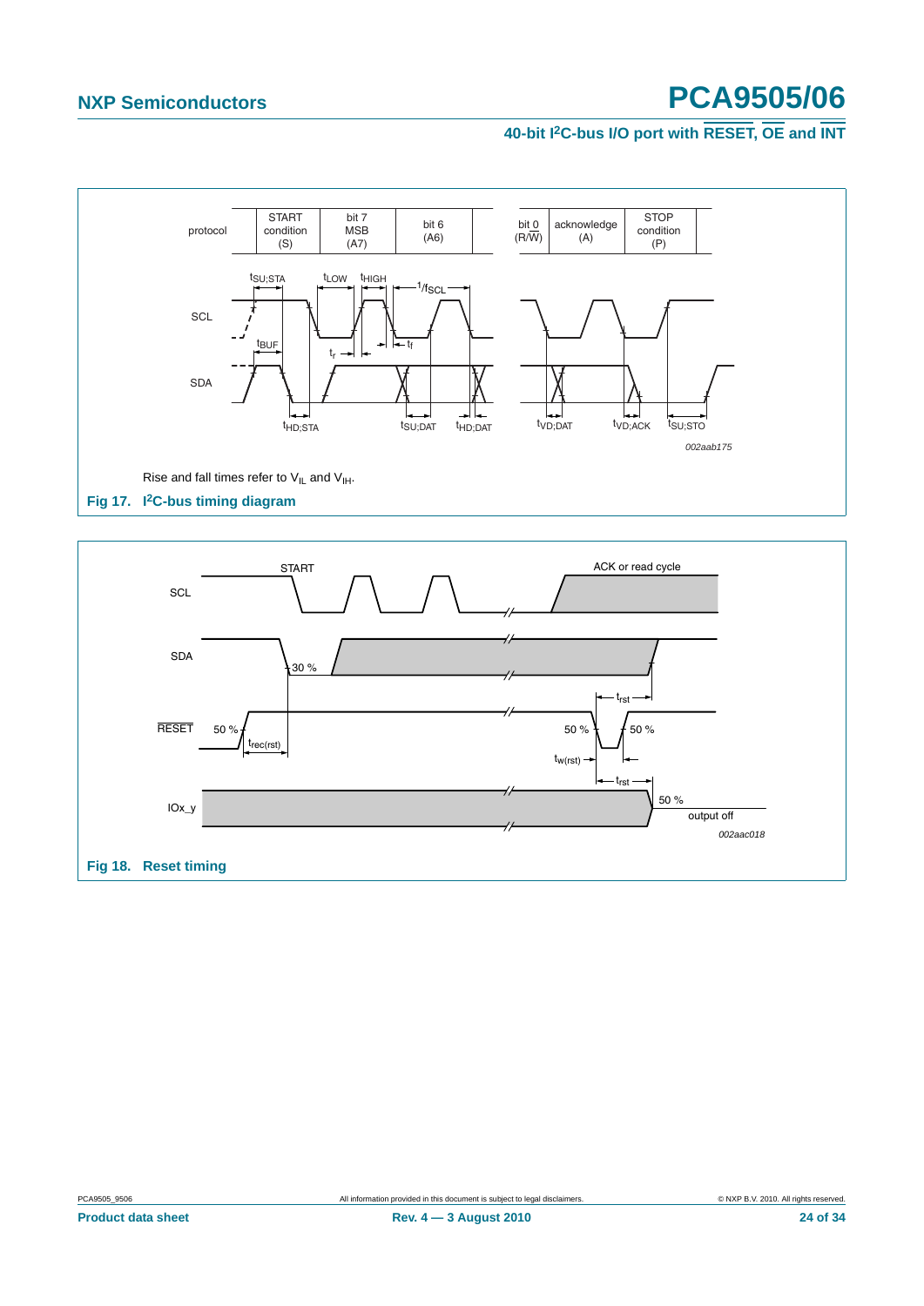Rise and fall times refer to $V_{IL}$ and $V_{IH}$.

**Fig 17. I²C-bus timing diagram**

**Fig 18. Reset timing**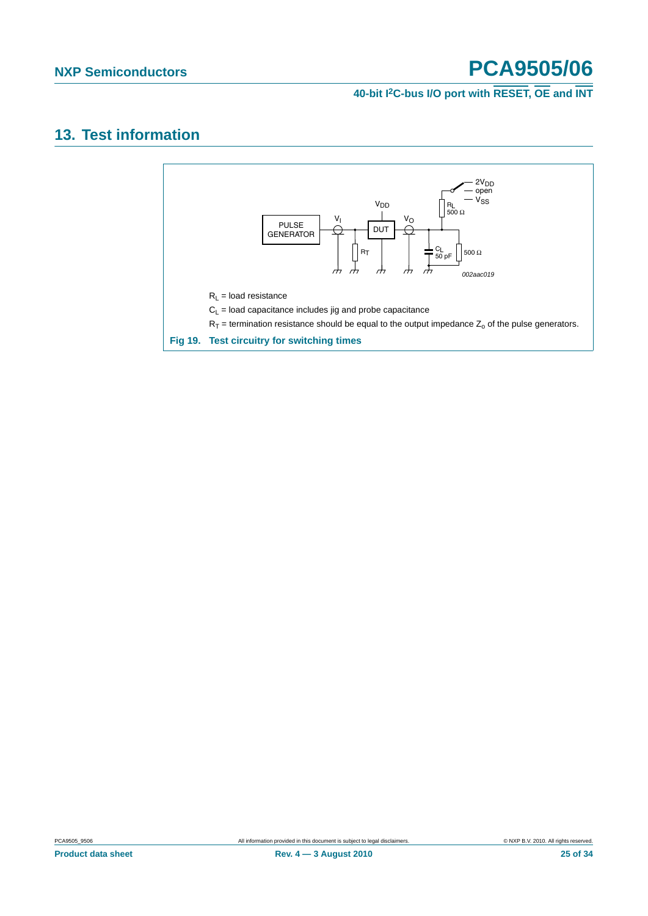## 13. Test information

$R_L$ = load resistance

$C_L$ = load capacitance includes jig and probe capacitance

$R_T$ = termination resistance should be equal to the output impedance $Z_o$ of the pulse generators.

**Fig 19. Test circuitry for switching times**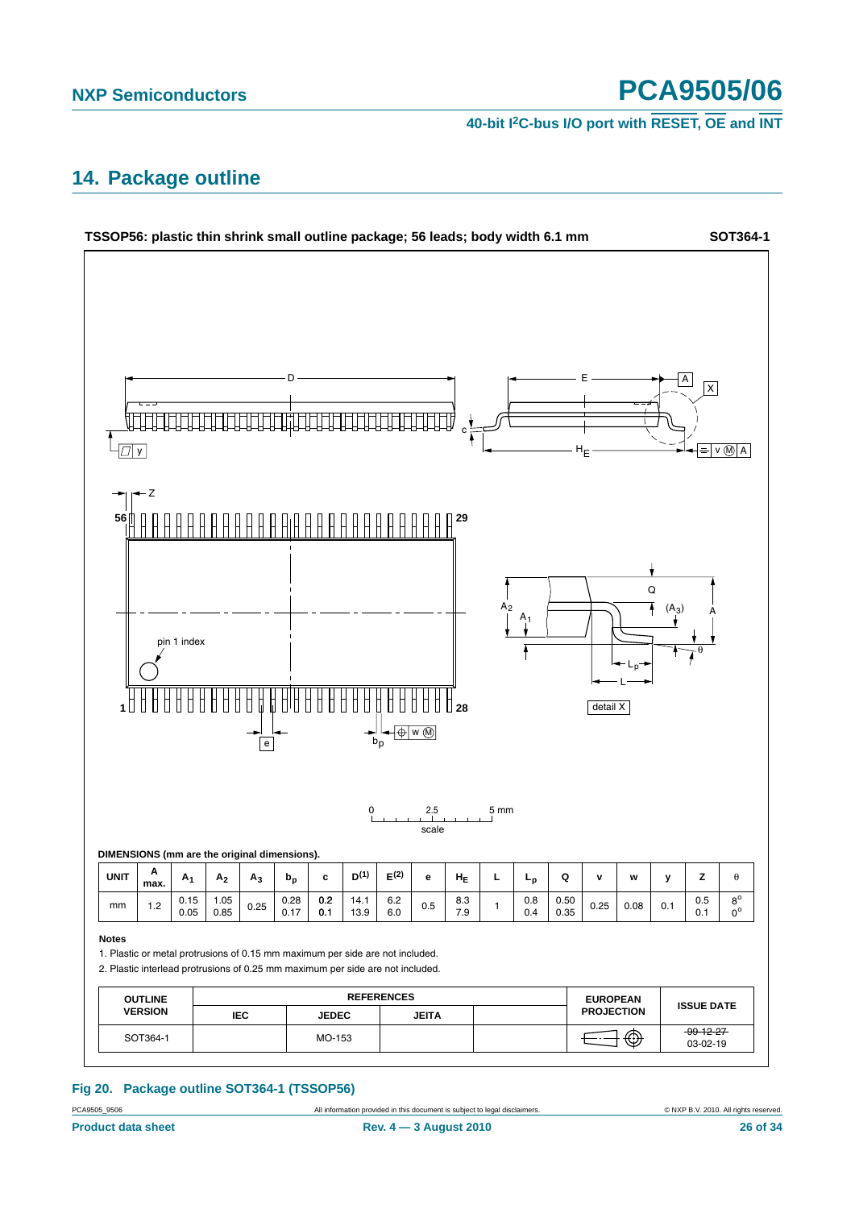## 14. Package outline

**TSSOP56: plastic thin shrink small outline package; 56 leads; body width 6.1 mm** **SOT364-1**

DIMENSIONS (mm are the original dimensions).

| UNIT | A max. | $A_1$ | $A_2$ | $A_3$ | $b_p$ | c | $D^{(1)}$ | $E^{(2)}$ | e | $H_E$ | L | $L_p$ | Q | v | w | y | Z | θ |
|---|---|---|---|---|---|---|---|---|---|---|---|---|---|---|---|---|---|---|
| mm | 1.2 | 0.15<br>0.05 | 1.05<br>0.85 | 0.25 | 0.28<br>0.17 | 0.2<br>0.1 | 14.1<br>13.9 | 6.2<br>6.0 | 0.5 | 8.3<br>7.9 | 1 | 0.8<br>0.4 | 0.50<br>0.35 | 0.25 | 0.08 | 0.1 | 0.5<br>0.1 | 8°<br>0° |

**Notes**

1. Plastic or metal protrusions of 0.15 mm maximum per side are not included.
2. Plastic interlead protrusions of 0.25 mm maximum per side are not included.

| OUTLINE VERSION | REFERENCES | | | | EUROPEAN PROJECTION | ISSUE DATE |
|---|---|---|---|---|---|---|
| | IEC | JEDEC | JEITA | | | |
| SOT364-1 | | MO-153 | | | | ~~99-12-27~~<br>03-02-19 |

**Fig 20. Package outline SOT364-1 (TSSOP56)**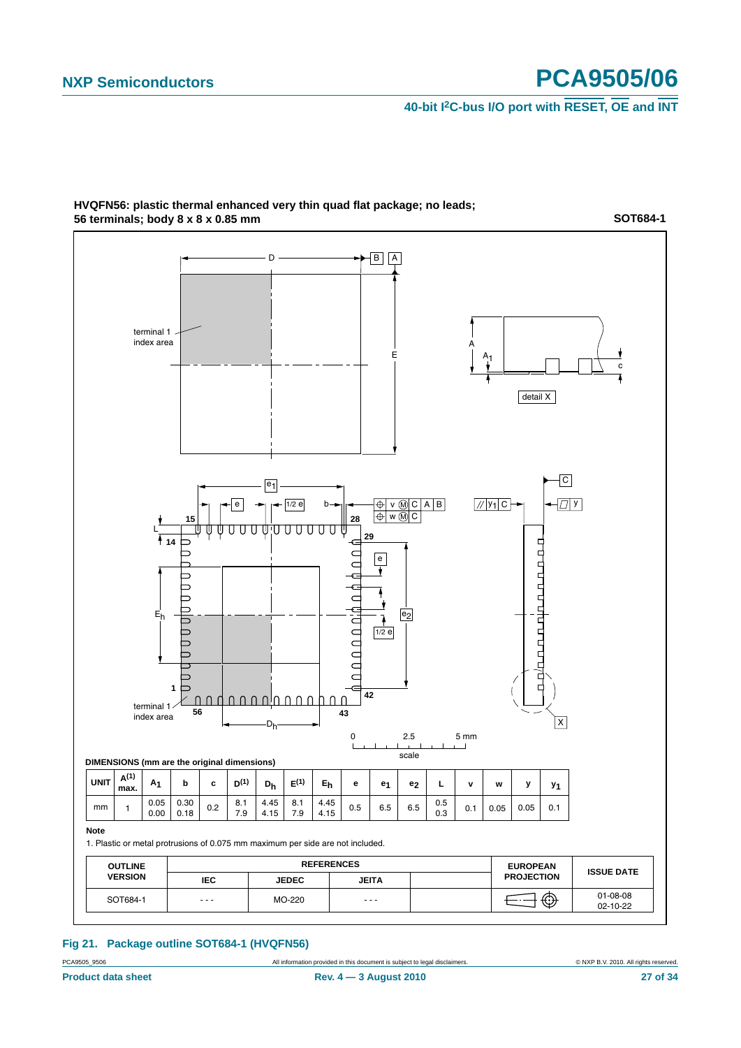**HVQFN56: plastic thermal enhanced very thin quad flat package; no leads; 56 terminals; body 8 x 8 x 0.85 mm** **SOT684-1**

DIMENSIONS (mm are the original dimensions)

| UNIT | A(1) max. | $A_1$ | b | c | D(1) | $D_h$ | E(1) | $E_h$ | e | $e_1$ | $e_2$ | L | v | w | y | $y_1$ |
|---|---|---|---|---|---|---|---|---|---|---|---|---|---|---|---|---|
| mm | 1 | 0.05<br>0.00 | 0.30<br>0.18 | 0.2 | 8.1<br>7.9 | 4.45<br>4.15 | 8.1<br>7.9 | 4.45<br>4.15 | 0.5 | 6.5 | 6.5 | 0.5<br>0.3 | 0.1 | 0.05 | 0.05 | 0.1 |

**Note**

1. Plastic or metal protrusions of 0.075 mm maximum per side are not included.

| OUTLINE VERSION | REFERENCES | | | | EUROPEAN PROJECTION | ISSUE DATE |
|---|---|---|---|---|---|---|
| | IEC | JEDEC | JEITA | | | |
| SOT684-1 | - - - | MO-220 | - - - | | | 01-08-08<br>02-10-22 |

**Fig 21. Package outline SOT684-1 (HVQFN56)**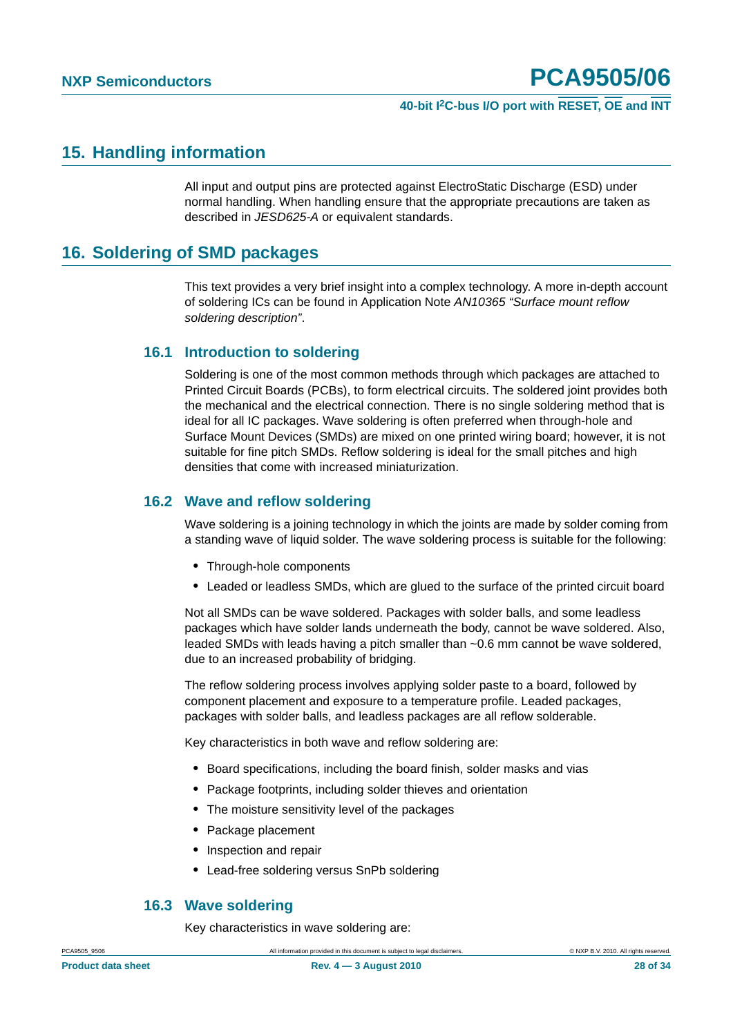## 15. Handling information

All input and output pins are protected against ElectroStatic Discharge (ESD) under normal handling. When handling ensure that the appropriate precautions are taken as described in *JESD625-A* or equivalent standards.

## 16. Soldering of SMD packages

This text provides a very brief insight into a complex technology. A more in-depth account of soldering ICs can be found in Application Note *AN10365 “Surface mount reflow soldering description”*.

### 16.1 Introduction to soldering

Soldering is one of the most common methods through which packages are attached to Printed Circuit Boards (PCBs), to form electrical circuits. The soldered joint provides both the mechanical and the electrical connection. There is no single soldering method that is ideal for all IC packages. Wave soldering is often preferred when through-hole and Surface Mount Devices (SMDs) are mixed on one printed wiring board; however, it is not suitable for fine pitch SMDs. Reflow soldering is ideal for the small pitches and high densities that come with increased miniaturization.

### 16.2 Wave and reflow soldering

Wave soldering is a joining technology in which the joints are made by solder coming from a standing wave of liquid solder. The wave soldering process is suitable for the following:

- Through-hole components
- Leaded or leadless SMDs, which are glued to the surface of the printed circuit board

Not all SMDs can be wave soldered. Packages with solder balls, and some leadless packages which have solder lands underneath the body, cannot be wave soldered. Also, leaded SMDs with leads having a pitch smaller than ~0.6 mm cannot be wave soldered, due to an increased probability of bridging.

The reflow soldering process involves applying solder paste to a board, followed by component placement and exposure to a temperature profile. Leaded packages, packages with solder balls, and leadless packages are all reflow solderable.

Key characteristics in both wave and reflow soldering are:

- Board specifications, including the board finish, solder masks and vias
- Package footprints, including solder thieves and orientation
- The moisture sensitivity level of the packages
- Package placement
- Inspection and repair
- Lead-free soldering versus SnPb soldering

### 16.3 Wave soldering

Key characteristics in wave soldering are: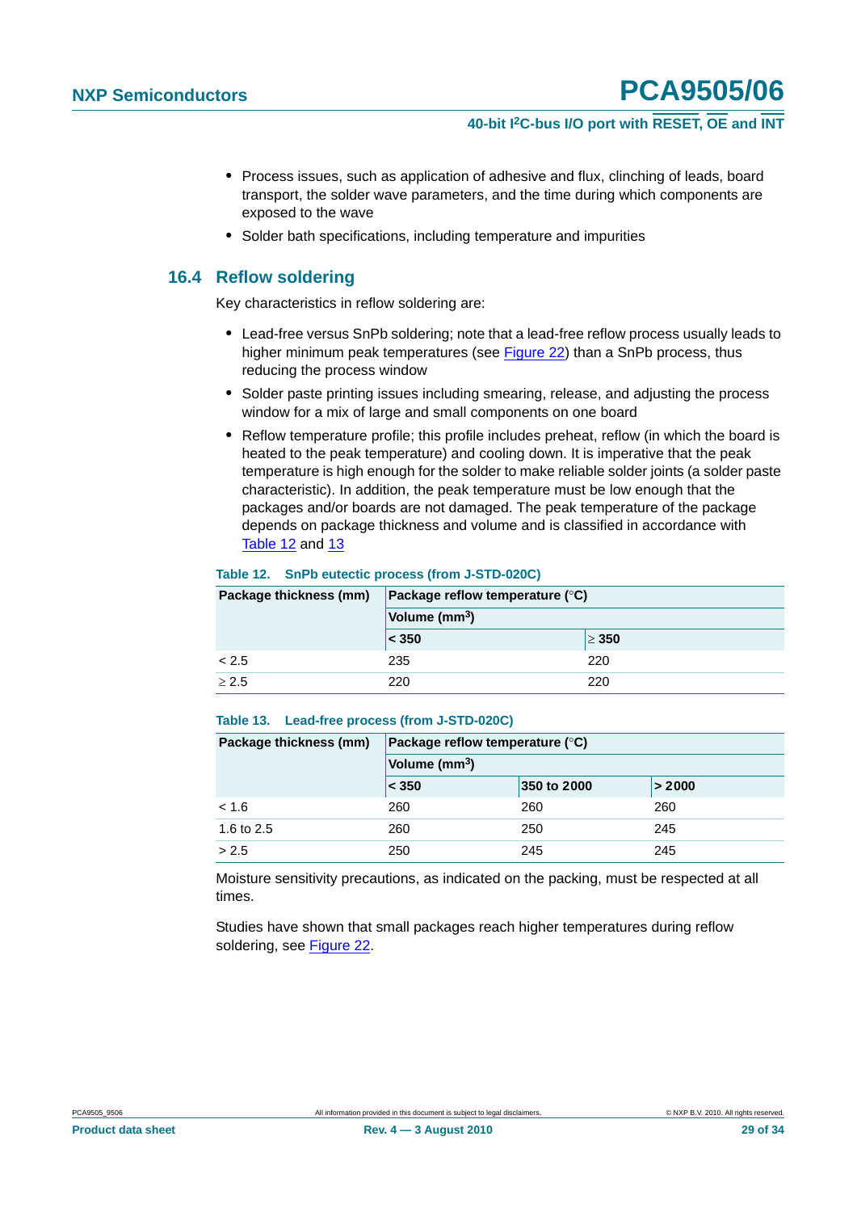- Process issues, such as application of adhesive and flux, clinching of leads, board transport, the solder wave parameters, and the time during which components are exposed to the wave
- Solder bath specifications, including temperature and impurities

## 16.4 Reflow soldering

Key characteristics in reflow soldering are:

- Lead-free versus SnPb soldering; note that a lead-free reflow process usually leads to higher minimum peak temperatures (see Figure 22) than a SnPb process, thus reducing the process window
- Solder paste printing issues including smearing, release, and adjusting the process window for a mix of large and small components on one board
- Reflow temperature profile; this profile includes preheat, reflow (in which the board is heated to the peak temperature) and cooling down. It is imperative that the peak temperature is high enough for the solder to make reliable solder joints (a solder paste characteristic). In addition, the peak temperature must be low enough that the packages and/or boards are not damaged. The peak temperature of the package depends on package thickness and volume and is classified in accordance with Table 12 and 13

**Table 12. SnPb eutectic process (from J-STD-020C)**

| Package thickness (mm) | Package reflow temperature (°C) | |
|---|---|---|
| | Volume ($mm^3$) | |
| | < 350 | ≥ 350 |
| < 2.5 | 235 | 220 |
| ≥ 2.5 | 220 | 220 |

**Table 13. Lead-free process (from J-STD-020C)**

| Package thickness (mm) | Package reflow temperature (°C) | | |
|---|---|---|---|
| | Volume ($mm^3$) | | |
| | < 350 | 350 to 2000 | > 2000 |
| < 1.6 | 260 | 260 | 260 |
| 1.6 to 2.5 | 260 | 250 | 245 |
| > 2.5 | 250 | 245 | 245 |

Moisture sensitivity precautions, as indicated on the packing, must be respected at all times.

Studies have shown that small packages reach higher temperatures during reflow soldering, see Figure 22.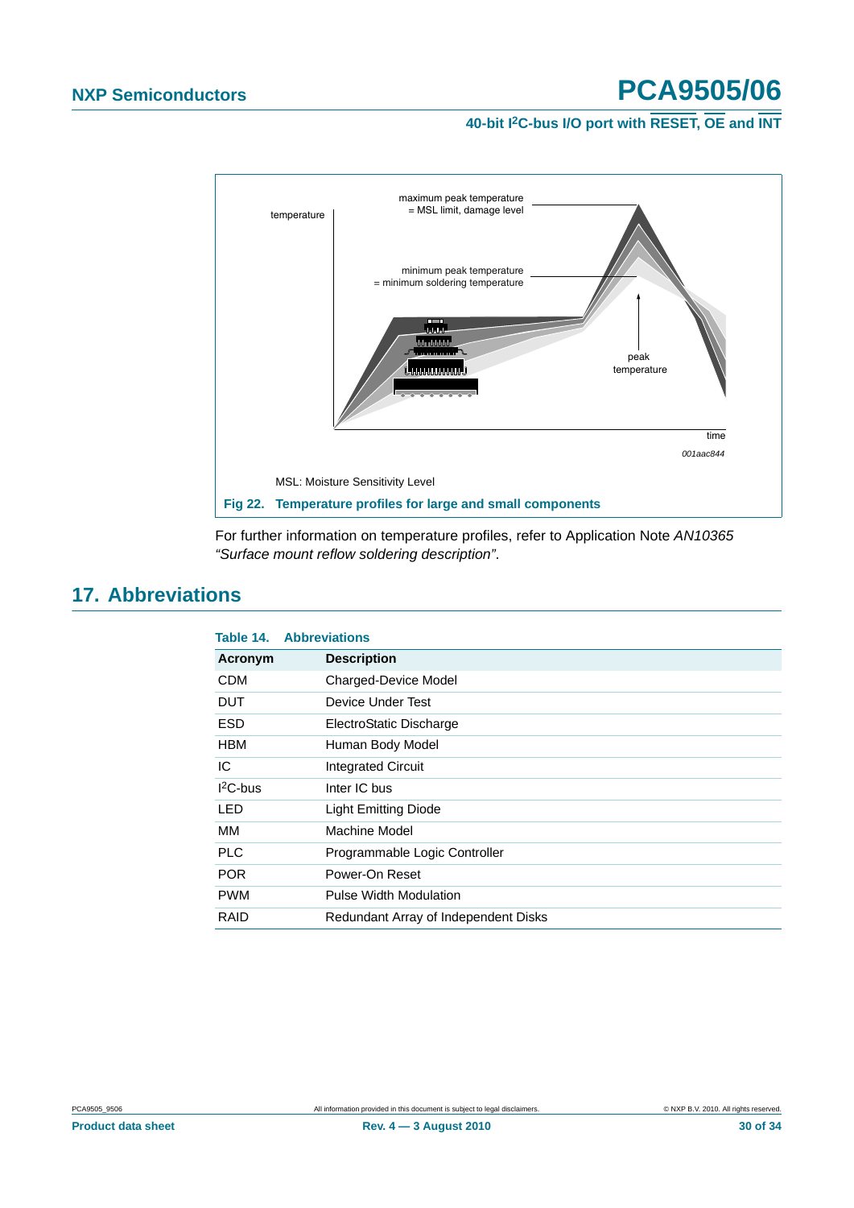temperature

maximum peak temperature = MSL limit, damage level

minimum peak temperature = minimum soldering temperature

peak temperature

time

001aac844

MSL: Moisture Sensitivity Level

**Fig 22. Temperature profiles for large and small components**

For further information on temperature profiles, refer to Application Note *AN10365 "Surface mount reflow soldering description"*.

## 17. Abbreviations

**Table 14. Abbreviations**

| Acronym | Description |
|---|---|
| CDM | Charged-Device Model |
| DUT | Device Under Test |
| ESD | ElectroStatic Discharge |
| HBM | Human Body Model |
| IC | Integrated Circuit |
| $I^2C$-bus | Inter IC bus |
| LED | Light Emitting Diode |
| MM | Machine Model |
| PLC | Programmable Logic Controller |
| POR | Power-On Reset |
| PWM | Pulse Width Modulation |
| RAID | Redundant Array of Independent Disks |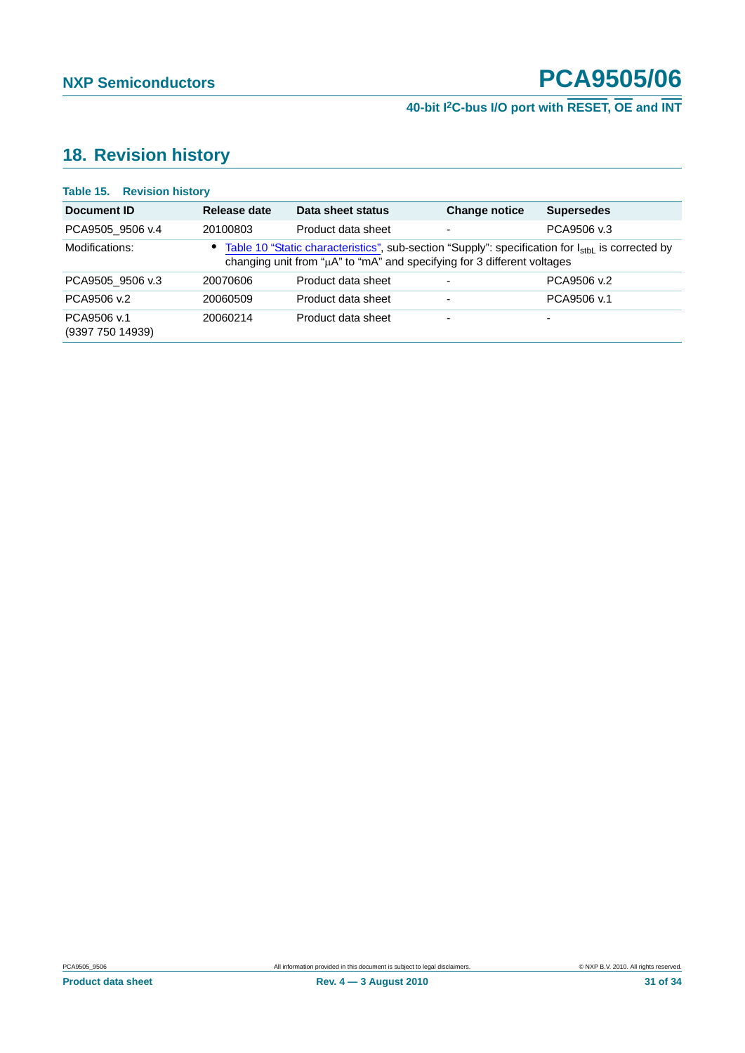## 18. Revision history

**Table 15. Revision history**

| Document ID | Release date | Data sheet status | Change notice | Supersedes |
|---|---|---|---|---|
| PCA9505_9506 v.4 | 20100803 | Product data sheet | - | PCA9506 v.3 |
| Modifications: | • Table 10 "Static characteristics", sub-section "Supply": specification for $I_{stbL}$ is corrected by changing unit from "μA" to "mA" and specifying for 3 different voltages | | | |
| PCA9505_9506 v.3 | 20070606 | Product data sheet | - | PCA9506 v.2 |
| PCA9506 v.2 | 20060509 | Product data sheet | - | PCA9506 v.1 |
| PCA9506 v.1 (9397 750 14939) | 20060214 | Product data sheet | - | - |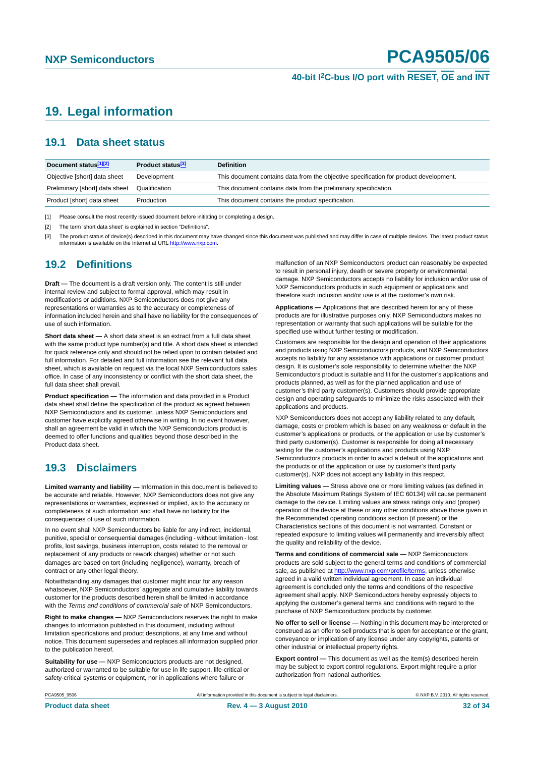## 19. Legal information

### 19.1 Data sheet status

| Document status[1][2] | Product status[3] | Definition |
|---|---|---|
| Objective [short] data sheet | Development | This document contains data from the objective specification for product development. |
| Preliminary [short] data sheet | Qualification | This document contains data from the preliminary specification. |
| Product [short] data sheet | Production | This document contains the product specification. |

[1] Please consult the most recently issued document before initiating or completing a design.

[2] The term 'short data sheet' is explained in section "Definitions".

[3] The product status of device(s) described in this document may have changed since this document was published and may differ in case of multiple devices. The latest product status information is available on the Internet at URL http://www.nxp.com.

### 19.2 Definitions

**Draft —** The document is a draft version only. The content is still under internal review and subject to formal approval, which may result in modifications or additions. NXP Semiconductors does not give any representations or warranties as to the accuracy or completeness of information included herein and shall have no liability for the consequences of use of such information.

**Short data sheet —** A short data sheet is an extract from a full data sheet with the same product type number(s) and title. A short data sheet is intended for quick reference only and should not be relied upon to contain detailed and full information. For detailed and full information see the relevant full data sheet, which is available on request via the local NXP Semiconductors sales office. In case of any inconsistency or conflict with the short data sheet, the full data sheet shall prevail.

**Product specification —** The information and data provided in a Product data sheet shall define the specification of the product as agreed between NXP Semiconductors and its customer, unless NXP Semiconductors and customer have explicitly agreed otherwise in writing. In no event however, shall an agreement be valid in which the NXP Semiconductors product is deemed to offer functions and qualities beyond those described in the Product data sheet.

### 19.3 Disclaimers

**Limited warranty and liability —** Information in this document is believed to be accurate and reliable. However, NXP Semiconductors does not give any representations or warranties, expressed or implied, as to the accuracy or completeness of such information and shall have no liability for the consequences of use of such information.

In no event shall NXP Semiconductors be liable for any indirect, incidental, punitive, special or consequential damages (including - without limitation - lost profits, lost savings, business interruption, costs related to the removal or replacement of any products or rework charges) whether or not such damages are based on tort (including negligence), warranty, breach of contract or any other legal theory.

Notwithstanding any damages that customer might incur for any reason whatsoever, NXP Semiconductors' aggregate and cumulative liability towards customer for the products described herein shall be limited in accordance with the *Terms and conditions of commercial sale* of NXP Semiconductors.

**Right to make changes —** NXP Semiconductors reserves the right to make changes to information published in this document, including without limitation specifications and product descriptions, at any time and without notice. This document supersedes and replaces all information supplied prior to the publication hereof.

**Suitability for use —** NXP Semiconductors products are not designed, authorized or warranted to be suitable for use in life support, life-critical or safety-critical systems or equipment, nor in applications where failure or malfunction of an NXP Semiconductors product can reasonably be expected to result in personal injury, death or severe property or environmental damage. NXP Semiconductors accepts no liability for inclusion and/or use of NXP Semiconductors products in such equipment or applications and therefore such inclusion and/or use is at the customer's own risk.

**Applications —** Applications that are described herein for any of these products are for illustrative purposes only. NXP Semiconductors makes no representation or warranty that such applications will be suitable for the specified use without further testing or modification.

Customers are responsible for the design and operation of their applications and products using NXP Semiconductors products, and NXP Semiconductors accepts no liability for any assistance with applications or customer product design. It is customer's sole responsibility to determine whether the NXP Semiconductors product is suitable and fit for the customer's applications and products planned, as well as for the planned application and use of customer's third party customer(s). Customers should provide appropriate design and operating safeguards to minimize the risks associated with their applications and products.

NXP Semiconductors does not accept any liability related to any default, damage, costs or problem which is based on any weakness or default in the customer's applications or products, or the application or use by customer's third party customer(s). Customer is responsible for doing all necessary testing for the customer's applications and products using NXP Semiconductors products in order to avoid a default of the applications and the products or of the application or use by customer's third party customer(s). NXP does not accept any liability in this respect.

**Limiting values —** Stress above one or more limiting values (as defined in the Absolute Maximum Ratings System of IEC 60134) will cause permanent damage to the device. Limiting values are stress ratings only and (proper) operation of the device at these or any other conditions above those given in the Recommended operating conditions section (if present) or the Characteristics sections of this document is not warranted. Constant or repeated exposure to limiting values will permanently and irreversibly affect the quality and reliability of the device.

**Terms and conditions of commercial sale —** NXP Semiconductors products are sold subject to the general terms and conditions of commercial sale, as published at http://www.nxp.com/profile/terms, unless otherwise agreed in a valid written individual agreement. In case an individual agreement is concluded only the terms and conditions of the respective agreement shall apply. NXP Semiconductors hereby expressly objects to applying the customer's general terms and conditions with regard to the purchase of NXP Semiconductors products by customer.

**No offer to sell or license —** Nothing in this document may be interpreted or construed as an offer to sell products that is open for acceptance or the grant, conveyance or implication of any license under any copyrights, patents or other industrial or intellectual property rights.

**Export control —** This document as well as the item(s) described herein may be subject to export control regulations. Export might require a prior authorization from national authorities.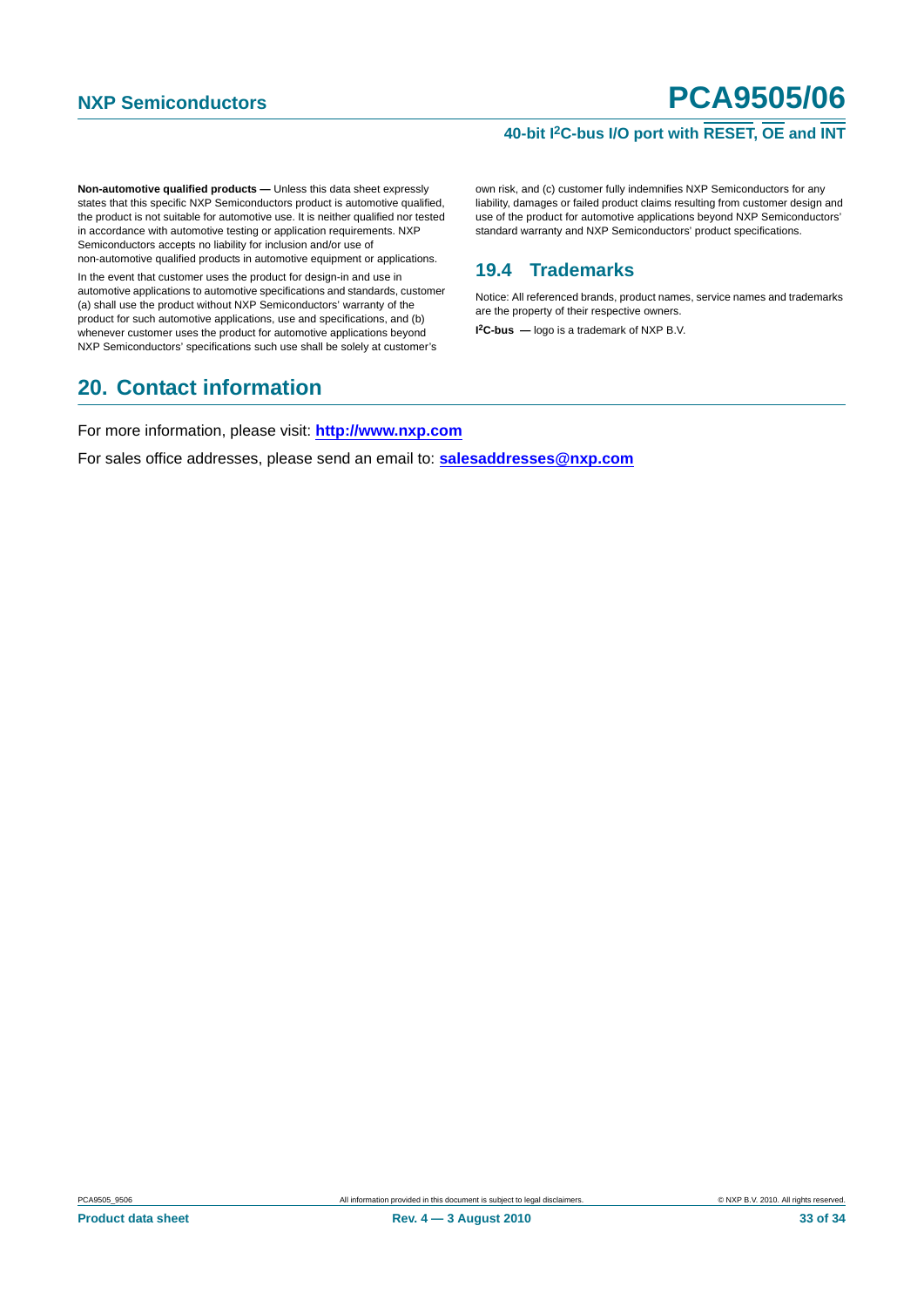**Non-automotive qualified products —** Unless this data sheet expressly states that this specific NXP Semiconductors product is automotive qualified, the product is not suitable for automotive use. It is neither qualified nor tested in accordance with automotive testing or application requirements. NXP Semiconductors accepts no liability for inclusion and/or use of non-automotive qualified products in automotive equipment or applications.

In the event that customer uses the product for design-in and use in automotive applications to automotive specifications and standards, customer (a) shall use the product without NXP Semiconductors' warranty of the product for such automotive applications, use and specifications, and (b) whenever customer uses the product for automotive applications beyond NXP Semiconductors' specifications such use shall be solely at customer's own risk, and (c) customer fully indemnifies NXP Semiconductors for any liability, damages or failed product claims resulting from customer design and use of the product for automotive applications beyond NXP Semiconductors' standard warranty and NXP Semiconductors' product specifications.

### 19.4 Trademarks

Notice: All referenced brands, product names, service names and trademarks are the property of their respective owners.

**I²C-bus —** logo is a trademark of NXP B.V.

## 20. Contact information

For more information, please visit: **http://www.nxp.com**

For sales office addresses, please send an email to: **salesaddresses@nxp.com**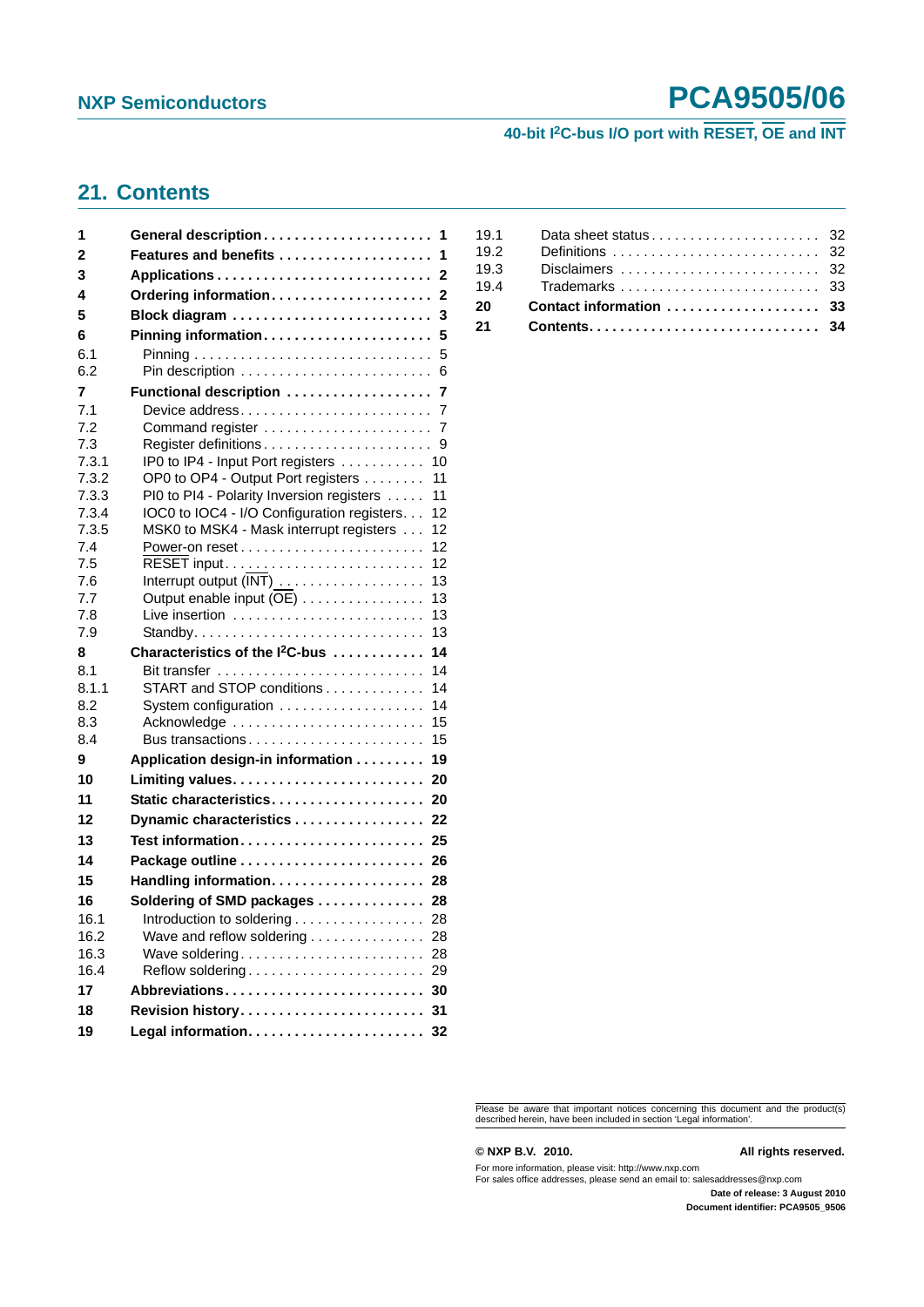## 21. Contents

| | | |
|---|---|---|
| **1** | **General description** | **1** |
| **2** | **Features and benefits** | **1** |
| **3** | **Applications** | **2** |
| **4** | **Ordering information** | **2** |
| **5** | **Block diagram** | **3** |
| **6** | **Pinning information** | **5** |
| 6.1 | Pinning | 5 |
| 6.2 | Pin description | 6 |
| **7** | **Functional description** | **7** |
| 7.1 | Device address | 7 |
| 7.2 | Command register | 7 |
| 7.3 | Register definitions | 9 |
| 7.3.1 | IP0 to IP4 - Input Port registers | 10 |
| 7.3.2 | OP0 to OP4 - Output Port registers | 11 |
| 7.3.3 | PI0 to PI4 - Polarity Inversion registers | 11 |
| 7.3.4 | IOC0 to IOC4 - I/O Configuration registers | 12 |
| 7.3.5 | MSK0 to MSK4 - Mask interrupt registers | 12 |
| 7.4 | Power-on reset | 12 |
| 7.5 | RESET input | 12 |
| 7.6 | Interrupt output (INT) | 13 |
| 7.7 | Output enable input (OE) | 13 |
| 7.8 | Live insertion | 13 |
| 7.9 | Standby | 13 |
| **8** | **Characteristics of the I²C-bus** | **14** |
| 8.1 | Bit transfer | 14 |
| 8.1.1 | START and STOP conditions | 14 |
| 8.2 | System configuration | 14 |
| 8.3 | Acknowledge | 15 |
| 8.4 | Bus transactions | 15 |
| **9** | **Application design-in information** | **19** |
| **10** | **Limiting values** | **20** |
| **11** | **Static characteristics** | **20** |
| **12** | **Dynamic characteristics** | **22** |
| **13** | **Test information** | **25** |
| **14** | **Package outline** | **26** |
| **15** | **Handling information** | **28** |
| **16** | **Soldering of SMD packages** | **28** |
| 16.1 | Introduction to soldering | 28 |
| 16.2 | Wave and reflow soldering | 28 |
| 16.3 | Wave soldering | 28 |
| 16.4 | Reflow soldering | 29 |
| **17** | **Abbreviations** | **30** |
| **18** | **Revision history** | **31** |
| **19** | **Legal information** | **32** |
| 19.1 | Data sheet status | 32 |
| 19.2 | Definitions | 32 |
| 19.3 | Disclaimers | 32 |
| 19.4 | Trademarks | 33 |
| **20** | **Contact information** | **33** |
| **21** | **Contents** | **34** |

Please be aware that important notices concerning this document and the product(s) described herein, have been included in section 'Legal information'.

**© NXP B.V. 2010.** **All rights reserved.**

For more information, please visit: http://www.nxp.com
For sales office addresses, please send an email to: salesaddresses@nxp.com

**Date of release: 3 August 2010**
**Document identifier: PCA9505_9506**